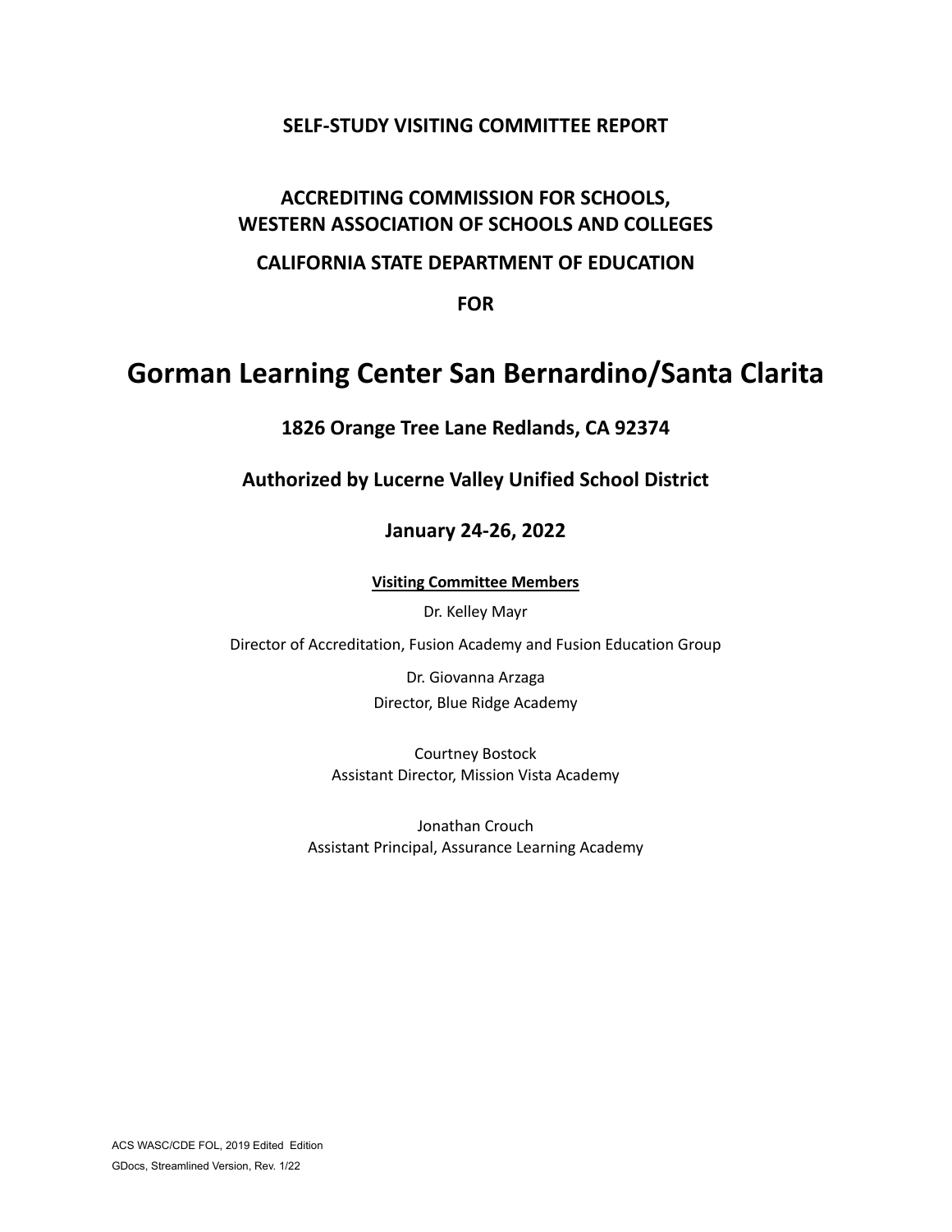**SELF-STUDY VISITING COMMITTEE REPORT**

**ACCREDITING COMMISSION FOR SCHOOLS,**
**WESTERN ASSOCIATION OF SCHOOLS AND COLLEGES**

**CALIFORNIA STATE DEPARTMENT OF EDUCATION**

**FOR**

# Gorman Learning Center San Bernardino/Santa Clarita

**1826 Orange Tree Lane Redlands, CA 92374**

**Authorized by Lucerne Valley Unified School District**

**January 24-26, 2022**

**Visiting Committee Members**

Dr. Kelley Mayr

Director of Accreditation, Fusion Academy and Fusion Education Group

Dr. Giovanna Arzaga
Director, Blue Ridge Academy

Courtney Bostock
Assistant Director, Mission Vista Academy

Jonathan Crouch
Assistant Principal, Assurance Learning Academy

ACS WASC/CDE FOL, 2019 Edited Edition
GDocs, Streamlined Version, Rev. 1/22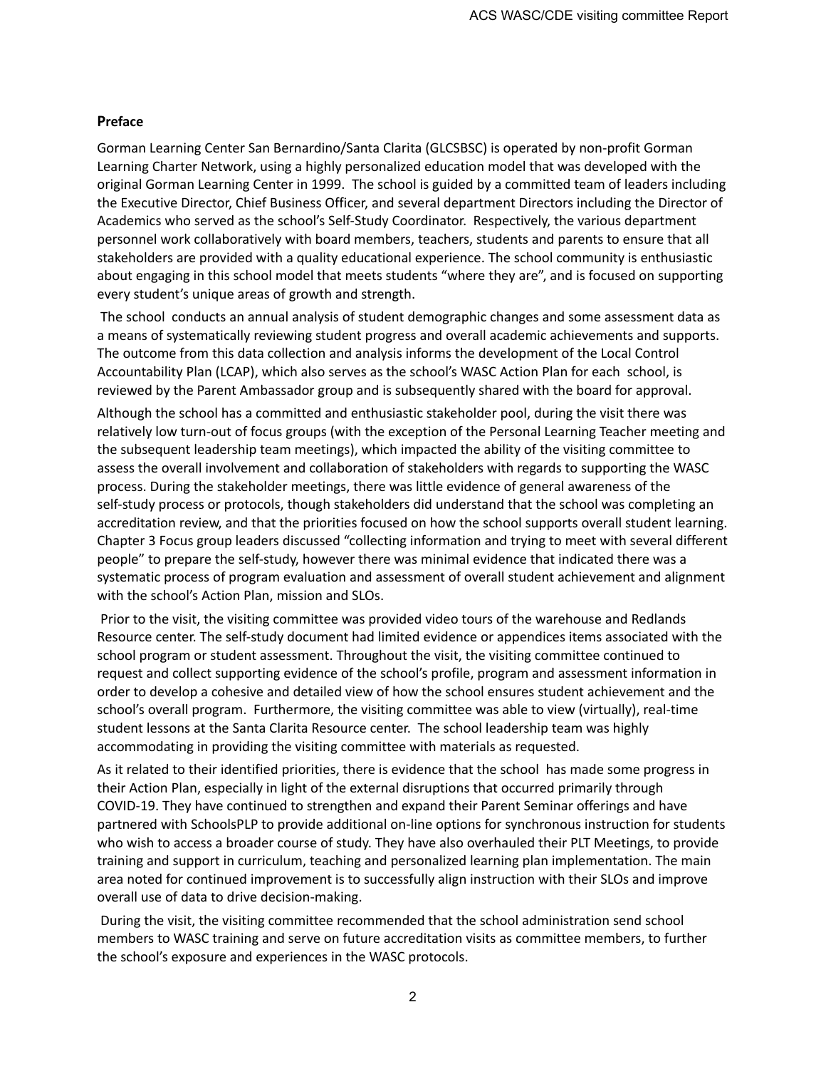## Preface

Gorman Learning Center San Bernardino/Santa Clarita (GLCSBSC) is operated by non-profit Gorman Learning Charter Network, using a highly personalized education model that was developed with the original Gorman Learning Center in 1999. The school is guided by a committed team of leaders including the Executive Director, Chief Business Officer, and several department Directors including the Director of Academics who served as the school's Self-Study Coordinator. Respectively, the various department personnel work collaboratively with board members, teachers, students and parents to ensure that all stakeholders are provided with a quality educational experience. The school community is enthusiastic about engaging in this school model that meets students "where they are", and is focused on supporting every student's unique areas of growth and strength.

The school conducts an annual analysis of student demographic changes and some assessment data as a means of systematically reviewing student progress and overall academic achievements and supports. The outcome from this data collection and analysis informs the development of the Local Control Accountability Plan (LCAP), which also serves as the school's WASC Action Plan for each school, is reviewed by the Parent Ambassador group and is subsequently shared with the board for approval.

Although the school has a committed and enthusiastic stakeholder pool, during the visit there was relatively low turn-out of focus groups (with the exception of the Personal Learning Teacher meeting and the subsequent leadership team meetings), which impacted the ability of the visiting committee to assess the overall involvement and collaboration of stakeholders with regards to supporting the WASC process. During the stakeholder meetings, there was little evidence of general awareness of the self-study process or protocols, though stakeholders did understand that the school was completing an accreditation review, and that the priorities focused on how the school supports overall student learning. Chapter 3 Focus group leaders discussed "collecting information and trying to meet with several different people" to prepare the self-study, however there was minimal evidence that indicated there was a systematic process of program evaluation and assessment of overall student achievement and alignment with the school's Action Plan, mission and SLOs.

Prior to the visit, the visiting committee was provided video tours of the warehouse and Redlands Resource center. The self-study document had limited evidence or appendices items associated with the school program or student assessment. Throughout the visit, the visiting committee continued to request and collect supporting evidence of the school's profile, program and assessment information in order to develop a cohesive and detailed view of how the school ensures student achievement and the school's overall program. Furthermore, the visiting committee was able to view (virtually), real-time student lessons at the Santa Clarita Resource center. The school leadership team was highly accommodating in providing the visiting committee with materials as requested.

As it related to their identified priorities, there is evidence that the school has made some progress in their Action Plan, especially in light of the external disruptions that occurred primarily through COVID-19. They have continued to strengthen and expand their Parent Seminar offerings and have partnered with SchoolsPLP to provide additional on-line options for synchronous instruction for students who wish to access a broader course of study. They have also overhauled their PLT Meetings, to provide training and support in curriculum, teaching and personalized learning plan implementation. The main area noted for continued improvement is to successfully align instruction with their SLOs and improve overall use of data to drive decision-making.

During the visit, the visiting committee recommended that the school administration send school members to WASC training and serve on future accreditation visits as committee members, to further the school's exposure and experiences in the WASC protocols.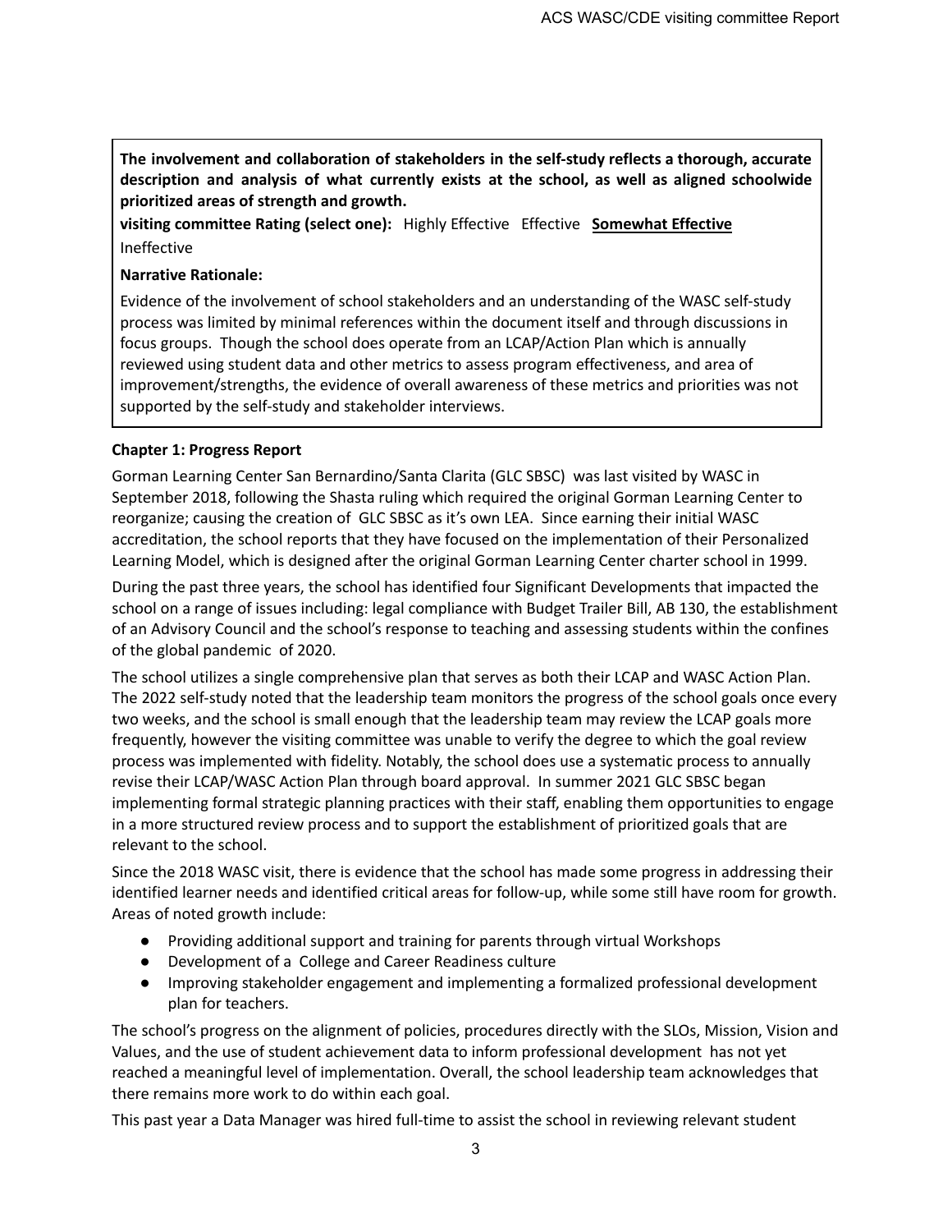**The involvement and collaboration of stakeholders in the self-study reflects a thorough, accurate description and analysis of what currently exists at the school, as well as aligned schoolwide prioritized areas of strength and growth.**

**visiting committee Rating (select one):** Highly Effective Effective **Somewhat Effective** Ineffective

**Narrative Rationale:**

Evidence of the involvement of school stakeholders and an understanding of the WASC self-study process was limited by minimal references within the document itself and through discussions in focus groups. Though the school does operate from an LCAP/Action Plan which is annually reviewed using student data and other metrics to assess program effectiveness, and area of improvement/strengths, the evidence of overall awareness of these metrics and priorities was not supported by the self-study and stakeholder interviews.

**Chapter 1: Progress Report**

Gorman Learning Center San Bernardino/Santa Clarita (GLC SBSC) was last visited by WASC in September 2018, following the Shasta ruling which required the original Gorman Learning Center to reorganize; causing the creation of GLC SBSC as it's own LEA. Since earning their initial WASC accreditation, the school reports that they have focused on the implementation of their Personalized Learning Model, which is designed after the original Gorman Learning Center charter school in 1999.

During the past three years, the school has identified four Significant Developments that impacted the school on a range of issues including: legal compliance with Budget Trailer Bill, AB 130, the establishment of an Advisory Council and the school's response to teaching and assessing students within the confines of the global pandemic of 2020.

The school utilizes a single comprehensive plan that serves as both their LCAP and WASC Action Plan. The 2022 self-study noted that the leadership team monitors the progress of the school goals once every two weeks, and the school is small enough that the leadership team may review the LCAP goals more frequently, however the visiting committee was unable to verify the degree to which the goal review process was implemented with fidelity. Notably, the school does use a systematic process to annually revise their LCAP/WASC Action Plan through board approval. In summer 2021 GLC SBSC began implementing formal strategic planning practices with their staff, enabling them opportunities to engage in a more structured review process and to support the establishment of prioritized goals that are relevant to the school.

Since the 2018 WASC visit, there is evidence that the school has made some progress in addressing their identified learner needs and identified critical areas for follow-up, while some still have room for growth. Areas of noted growth include:

- Providing additional support and training for parents through virtual Workshops
- Development of a College and Career Readiness culture
- Improving stakeholder engagement and implementing a formalized professional development plan for teachers.

The school's progress on the alignment of policies, procedures directly with the SLOs, Mission, Vision and Values, and the use of student achievement data to inform professional development has not yet reached a meaningful level of implementation. Overall, the school leadership team acknowledges that there remains more work to do within each goal.

This past year a Data Manager was hired full-time to assist the school in reviewing relevant student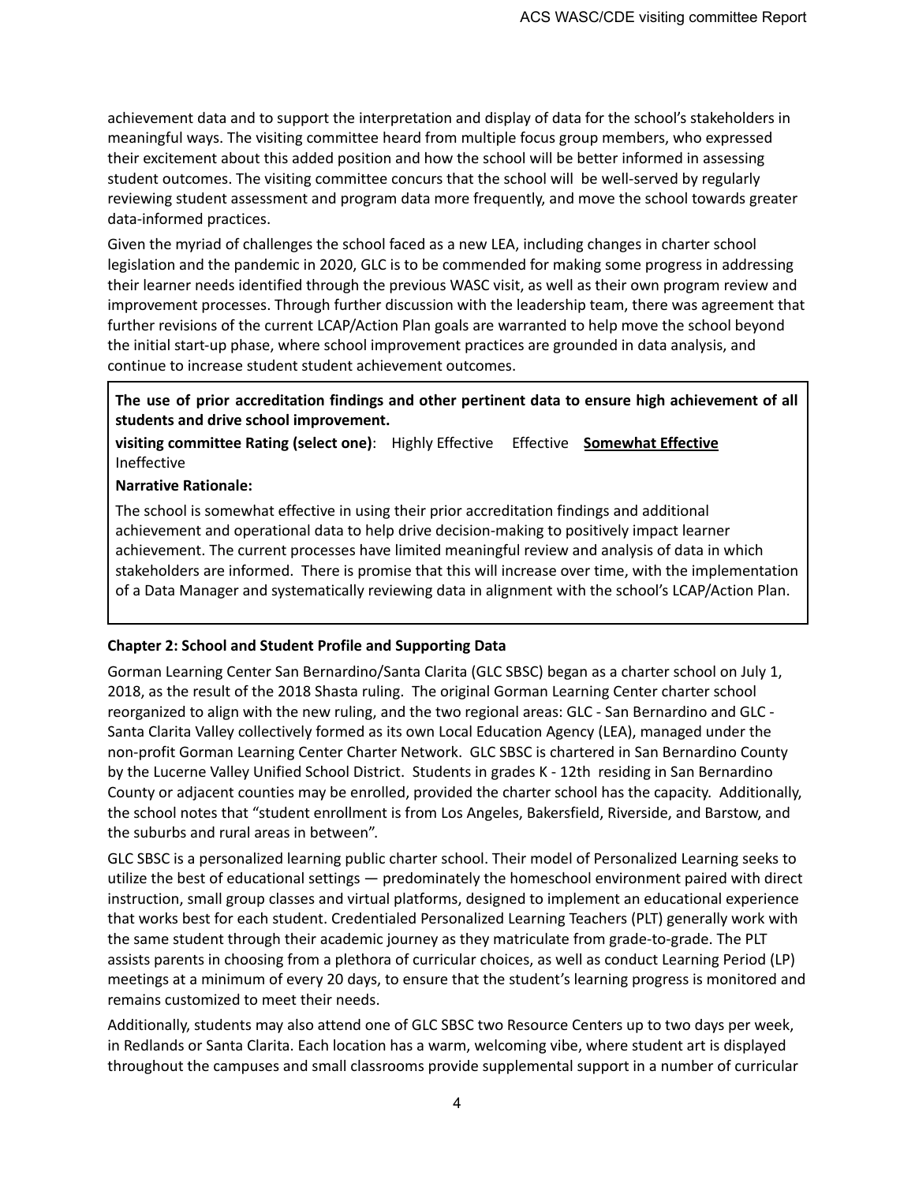achievement data and to support the interpretation and display of data for the school's stakeholders in meaningful ways. The visiting committee heard from multiple focus group members, who expressed their excitement about this added position and how the school will be better informed in assessing student outcomes. The visiting committee concurs that the school will  be well-served by regularly reviewing student assessment and program data more frequently, and move the school towards greater data-informed practices.

Given the myriad of challenges the school faced as a new LEA, including changes in charter school legislation and the pandemic in 2020, GLC is to be commended for making some progress in addressing their learner needs identified through the previous WASC visit, as well as their own program review and improvement processes. Through further discussion with the leadership team, there was agreement that further revisions of the current LCAP/Action Plan goals are warranted to help move the school beyond the initial start-up phase, where school improvement practices are grounded in data analysis, and continue to increase student student achievement outcomes.

**The use of prior accreditation findings and other pertinent data to ensure high achievement of all students and drive school improvement.**

**visiting committee Rating (select one)**: Highly Effective Effective **Somewhat Effective** Ineffective

**Narrative Rationale:**

The school is somewhat effective in using their prior accreditation findings and additional achievement and operational data to help drive decision-making to positively impact learner achievement. The current processes have limited meaningful review and analysis of data in which stakeholders are informed.  There is promise that this will increase over time, with the implementation of a Data Manager and systematically reviewing data in alignment with the school's LCAP/Action Plan.

**Chapter 2: School and Student Profile and Supporting Data**

Gorman Learning Center San Bernardino/Santa Clarita (GLC SBSC) began as a charter school on July 1, 2018, as the result of the 2018 Shasta ruling.  The original Gorman Learning Center charter school reorganized to align with the new ruling, and the two regional areas: GLC - San Bernardino and GLC - Santa Clarita Valley collectively formed as its own Local Education Agency (LEA), managed under the non-profit Gorman Learning Center Charter Network.  GLC SBSC is chartered in San Bernardino County by the Lucerne Valley Unified School District.  Students in grades K - 12th  residing in San Bernardino County or adjacent counties may be enrolled, provided the charter school has the capacity.  Additionally, the school notes that "student enrollment is from Los Angeles, Bakersfield, Riverside, and Barstow, and the suburbs and rural areas in between".

GLC SBSC is a personalized learning public charter school. Their model of Personalized Learning seeks to utilize the best of educational settings — predominately the homeschool environment paired with direct instruction, small group classes and virtual platforms, designed to implement an educational experience that works best for each student. Credentialed Personalized Learning Teachers (PLT) generally work with the same student through their academic journey as they matriculate from grade-to-grade. The PLT assists parents in choosing from a plethora of curricular choices, as well as conduct Learning Period (LP) meetings at a minimum of every 20 days, to ensure that the student's learning progress is monitored and remains customized to meet their needs.

Additionally, students may also attend one of GLC SBSC two Resource Centers up to two days per week, in Redlands or Santa Clarita. Each location has a warm, welcoming vibe, where student art is displayed throughout the campuses and small classrooms provide supplemental support in a number of curricular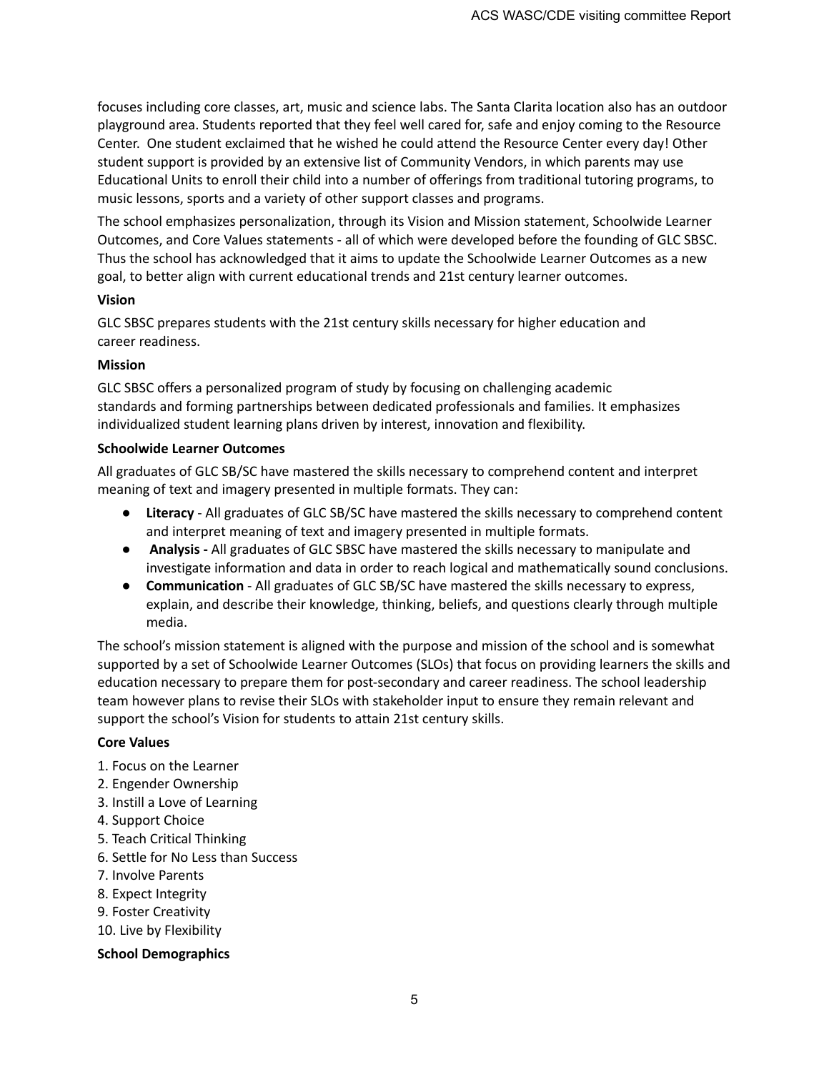focuses including core classes, art, music and science labs. The Santa Clarita location also has an outdoor playground area. Students reported that they feel well cared for, safe and enjoy coming to the Resource Center. One student exclaimed that he wished he could attend the Resource Center every day! Other student support is provided by an extensive list of Community Vendors, in which parents may use Educational Units to enroll their child into a number of offerings from traditional tutoring programs, to music lessons, sports and a variety of other support classes and programs.

The school emphasizes personalization, through its Vision and Mission statement, Schoolwide Learner Outcomes, and Core Values statements - all of which were developed before the founding of GLC SBSC. Thus the school has acknowledged that it aims to update the Schoolwide Learner Outcomes as a new goal, to better align with current educational trends and 21st century learner outcomes.

**Vision**

GLC SBSC prepares students with the 21st century skills necessary for higher education and career readiness.

**Mission**

GLC SBSC offers a personalized program of study by focusing on challenging academic standards and forming partnerships between dedicated professionals and families. It emphasizes individualized student learning plans driven by interest, innovation and flexibility.

**Schoolwide Learner Outcomes**

All graduates of GLC SB/SC have mastered the skills necessary to comprehend content and interpret meaning of text and imagery presented in multiple formats. They can:

- **Literacy** - All graduates of GLC SB/SC have mastered the skills necessary to comprehend content and interpret meaning of text and imagery presented in multiple formats.
- **Analysis -** All graduates of GLC SBSC have mastered the skills necessary to manipulate and investigate information and data in order to reach logical and mathematically sound conclusions.
- **Communication** - All graduates of GLC SB/SC have mastered the skills necessary to express, explain, and describe their knowledge, thinking, beliefs, and questions clearly through multiple media.

The school's mission statement is aligned with the purpose and mission of the school and is somewhat supported by a set of Schoolwide Learner Outcomes (SLOs) that focus on providing learners the skills and education necessary to prepare them for post-secondary and career readiness. The school leadership team however plans to revise their SLOs with stakeholder input to ensure they remain relevant and support the school's Vision for students to attain 21st century skills.

**Core Values**

1. Focus on the Learner
2. Engender Ownership
3. Instill a Love of Learning
4. Support Choice
5. Teach Critical Thinking
6. Settle for No Less than Success
7. Involve Parents
8. Expect Integrity
9. Foster Creativity
10. Live by Flexibility

**School Demographics**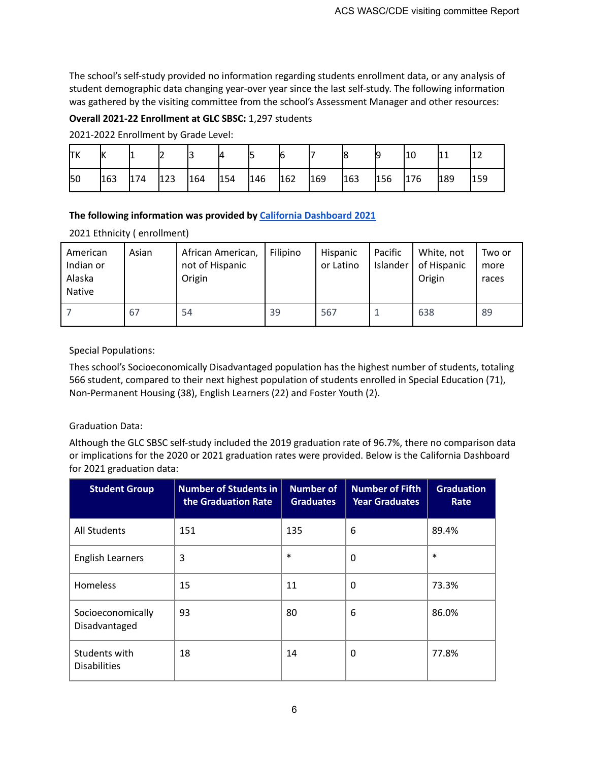The school's self-study provided no information regarding students enrollment data, or any analysis of student demographic data changing year-over year since the last self-study. The following information was gathered by the visiting committee from the school's Assessment Manager and other resources:

**Overall 2021-22 Enrollment at GLC SBSC:** 1,297 students

2021-2022 Enrollment by Grade Level:

| TK | K | 1 | 2 | 3 | 4 | 5 | 6 | 7 | 8 | 9 | 10 | 11 | 12 |
|---|---|---|---|---|---|---|---|---|---|---|---|---|---|
| 50 | 163 | 174 | 123 | 164 | 154 | 146 | 162 | 169 | 163 | 156 | 176 | 189 | 159 |

**The following information was provided by California Dashboard 2021**

2021 Ethnicity ( enrollment)

| American Indian or Alaska Native | Asian | African American, not of Hispanic Origin | Filipino | Hispanic or Latino | Pacific Islander | White, not of Hispanic Origin | Two or more races |
|---|---|---|---|---|---|---|---|
| 7 | 67 | 54 | 39 | 567 | 1 | 638 | 89 |

Special Populations:

Thes school's Socioeconomically Disadvantaged population has the highest number of students, totaling 566 student, compared to their next highest population of students enrolled in Special Education (71), Non-Permanent Housing (38), English Learners (22) and Foster Youth (2).

Graduation Data:

Although the GLC SBSC self-study included the 2019 graduation rate of 96.7%, there no comparison data or implications for the 2020 or 2021 graduation rates were provided. Below is the California Dashboard for 2021 graduation data:

| Student Group | Number of Students in the Graduation Rate | Number of Graduates | Number of Fifth Year Graduates | Graduation Rate |
|---|---|---|---|---|
| All Students | 151 | 135 | 6 | 89.4% |
| English Learners | 3 | * | 0 | * |
| Homeless | 15 | 11 | 0 | 73.3% |
| Socioeconomically Disadvantaged | 93 | 80 | 6 | 86.0% |
| Students with Disabilities | 18 | 14 | 0 | 77.8% |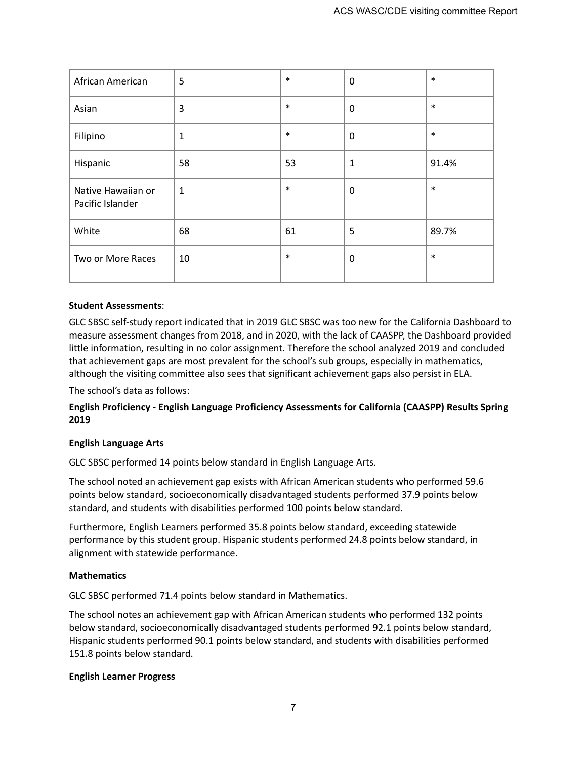| African American | 5 | * | 0 | * |
|---|---|---|---|---|
| Asian | 3 | * | 0 | * |
| Filipino | 1 | * | 0 | * |
| Hispanic | 58 | 53 | 1 | 91.4% |
| Native Hawaiian or Pacific Islander | 1 | * | 0 | * |
| White | 68 | 61 | 5 | 89.7% |
| Two or More Races | 10 | * | 0 | * |

**Student Assessments**:

GLC SBSC self-study report indicated that in 2019 GLC SBSC was too new for the California Dashboard to measure assessment changes from 2018, and in 2020, with the lack of CAASPP, the Dashboard provided little information, resulting in no color assignment. Therefore the school analyzed 2019 and concluded that achievement gaps are most prevalent for the school's sub groups, especially in mathematics, although the visiting committee also sees that significant achievement gaps also persist in ELA.

The school's data as follows:

**English Proficiency - English Language Proficiency Assessments for California (CAASPP) Results Spring 2019**

**English Language Arts**

GLC SBSC performed 14 points below standard in English Language Arts.

The school noted an achievement gap exists with African American students who performed 59.6 points below standard, socioeconomically disadvantaged students performed 37.9 points below standard, and students with disabilities performed 100 points below standard.

Furthermore, English Learners performed 35.8 points below standard, exceeding statewide performance by this student group. Hispanic students performed 24.8 points below standard, in alignment with statewide performance.

**Mathematics**

GLC SBSC performed 71.4 points below standard in Mathematics.

The school notes an achievement gap with African American students who performed 132 points below standard, socioeconomically disadvantaged students performed 92.1 points below standard, Hispanic students performed 90.1 points below standard, and students with disabilities performed 151.8 points below standard.

**English Learner Progress**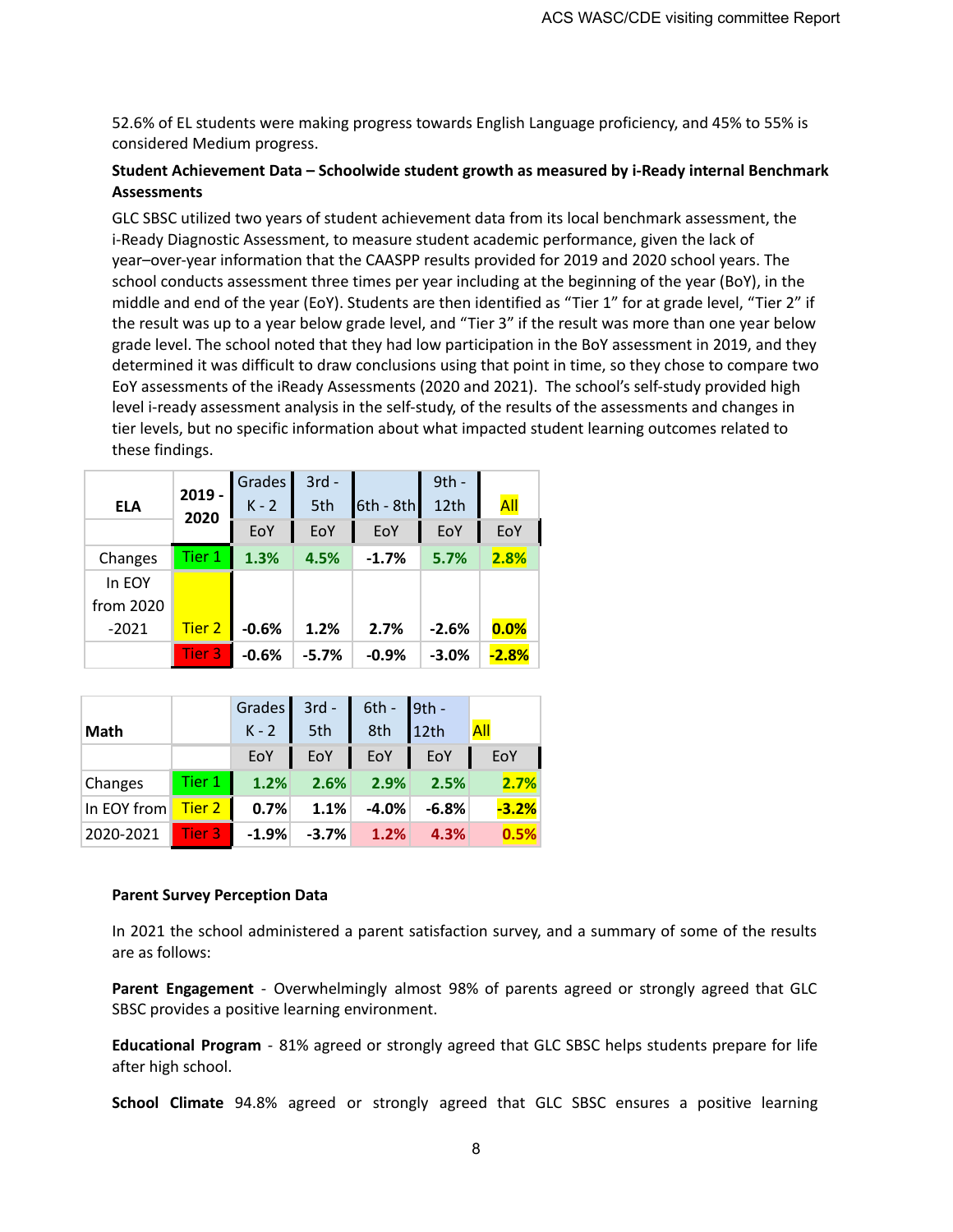52.6% of EL students were making progress towards English Language proficiency, and 45% to 55% is considered Medium progress.

**Student Achievement Data – Schoolwide student growth as measured by i-Ready internal Benchmark Assessments**

GLC SBSC utilized two years of student achievement data from its local benchmark assessment, the i-Ready Diagnostic Assessment, to measure student academic performance, given the lack of year–over-year information that the CAASPP results provided for 2019 and 2020 school years. The school conducts assessment three times per year including at the beginning of the year (BoY), in the middle and end of the year (EoY). Students are then identified as "Tier 1" for at grade level, "Tier 2" if the result was up to a year below grade level, and "Tier 3" if the result was more than one year below grade level. The school noted that they had low participation in the BoY assessment in 2019, and they determined it was difficult to draw conclusions using that point in time, so they chose to compare two EoY assessments of the iReady Assessments (2020 and 2021). The school's self-study provided high level i-ready assessment analysis in the self-study, of the results of the assessments and changes in tier levels, but no specific information about what impacted student learning outcomes related to these findings.

| ELA | 2019 - 2020 | Grades K - 2 | 3rd - 5th | 6th - 8th | 9th - 12th | All |
|---|---|---|---|---|---|---|
| | | EoY | EoY | EoY | EoY | EoY |
| Changes | Tier 1 | 1.3% | 4.5% | -1.7% | 5.7% | 2.8% |
| In EOY from 2020 -2021 | Tier 2 | -0.6% | 1.2% | 2.7% | -2.6% | 0.0% |
| | Tier 3 | -0.6% | -5.7% | -0.9% | -3.0% | -2.8% |

| Math | | Grades K - 2 | 3rd - 5th | 6th - 8th | 9th - 12th | All |
|---|---|---|---|---|---|---|
| | | EoY | EoY | EoY | EoY | EoY |
| Changes | Tier 1 | 1.2% | 2.6% | 2.9% | 2.5% | 2.7% |
| In EOY from | Tier 2 | 0.7% | 1.1% | -4.0% | -6.8% | -3.2% |
| 2020-2021 | Tier 3 | -1.9% | -3.7% | 1.2% | 4.3% | 0.5% |

**Parent Survey Perception Data**

In 2021 the school administered a parent satisfaction survey, and a summary of some of the results are as follows:

**Parent Engagement** - Overwhelmingly almost 98% of parents agreed or strongly agreed that GLC SBSC provides a positive learning environment.

**Educational Program** - 81% agreed or strongly agreed that GLC SBSC helps students prepare for life after high school.

**School Climate** 94.8% agreed or strongly agreed that GLC SBSC ensures a positive learning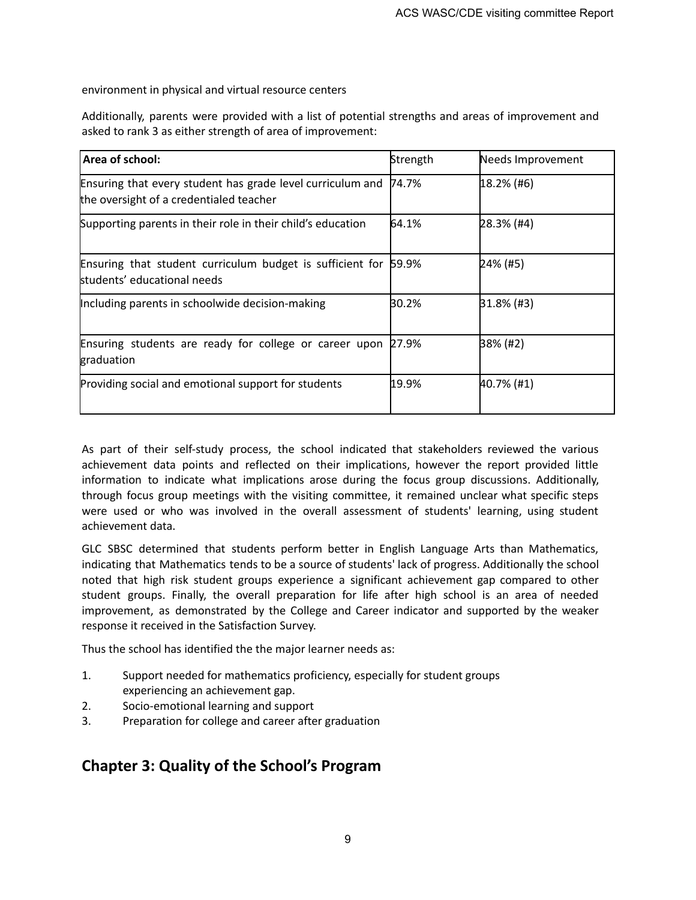environment in physical and virtual resource centers

Additionally, parents were provided with a list of potential strengths and areas of improvement and asked to rank 3 as either strength of area of improvement:

| Area of school: | Strength | Needs Improvement |
|---|---|---|
| Ensuring that every student has grade level curriculum and the oversight of a credentialed teacher | 74.7% | 18.2% (#6) |
| Supporting parents in their role in their child's education | 64.1% | 28.3% (#4) |
| Ensuring that student curriculum budget is sufficient for students' educational needs | 59.9% | 24% (#5) |
| Including parents in schoolwide decision-making | 30.2% | 31.8% (#3) |
| Ensuring students are ready for college or career upon graduation | 27.9% | 38% (#2) |
| Providing social and emotional support for students | 19.9% | 40.7% (#1) |

As part of their self-study process, the school indicated that stakeholders reviewed the various achievement data points and reflected on their implications, however the report provided little information to indicate what implications arose during the focus group discussions. Additionally, through focus group meetings with the visiting committee, it remained unclear what specific steps were used or who was involved in the overall assessment of students' learning, using student achievement data.

GLC SBSC determined that students perform better in English Language Arts than Mathematics, indicating that Mathematics tends to be a source of students' lack of progress. Additionally the school noted that high risk student groups experience a significant achievement gap compared to other student groups. Finally, the overall preparation for life after high school is an area of needed improvement, as demonstrated by the College and Career indicator and supported by the weaker response it received in the Satisfaction Survey.

Thus the school has identified the the major learner needs as:

1. Support needed for mathematics proficiency, especially for student groups experiencing an achievement gap.
2. Socio-emotional learning and support
3. Preparation for college and career after graduation

## Chapter 3: Quality of the School's Program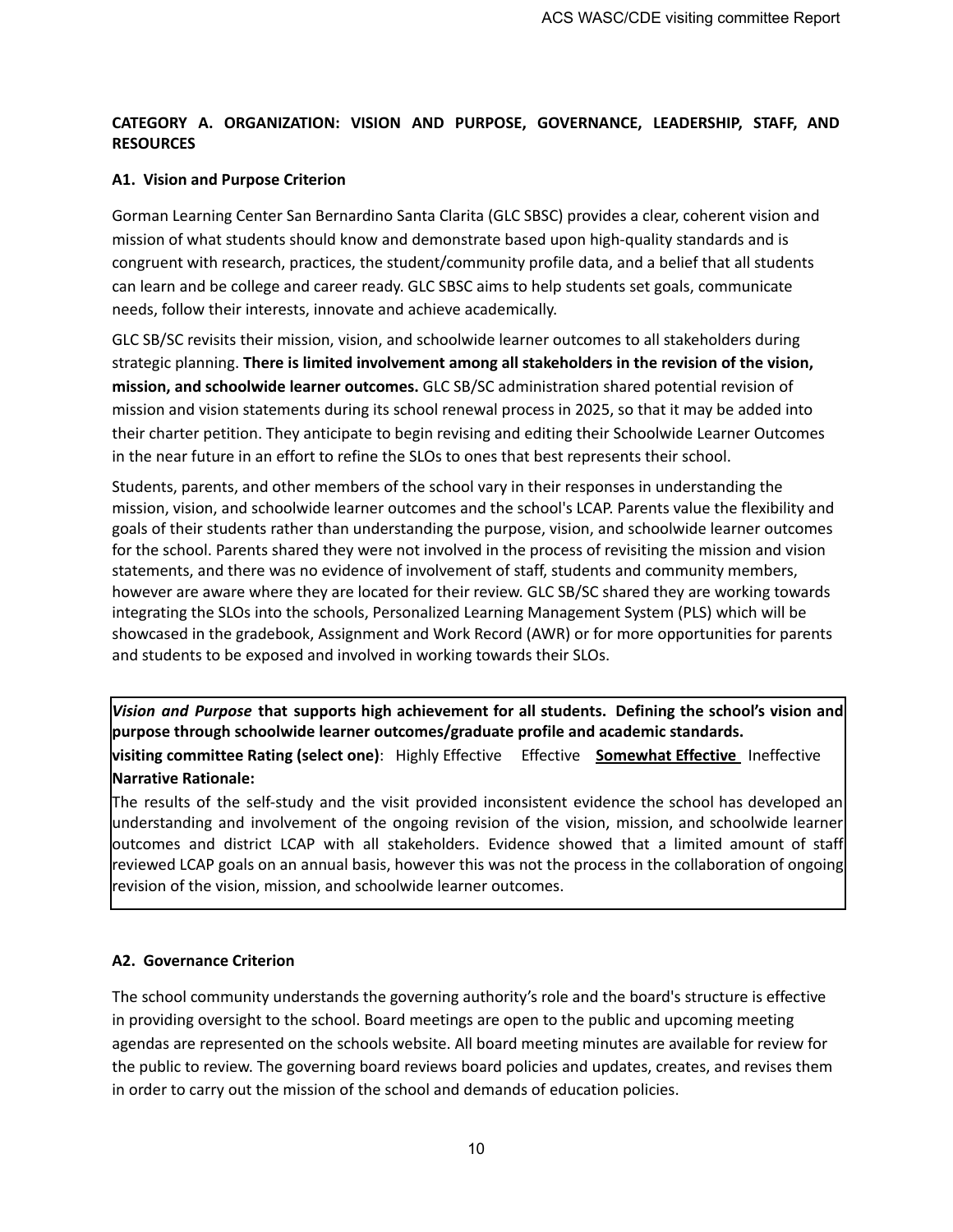**CATEGORY A. ORGANIZATION: VISION AND PURPOSE, GOVERNANCE, LEADERSHIP, STAFF, AND RESOURCES**

**A1. Vision and Purpose Criterion**

Gorman Learning Center San Bernardino Santa Clarita (GLC SBSC) provides a clear, coherent vision and mission of what students should know and demonstrate based upon high-quality standards and is congruent with research, practices, the student/community profile data, and a belief that all students can learn and be college and career ready. GLC SBSC aims to help students set goals, communicate needs, follow their interests, innovate and achieve academically.

GLC SB/SC revisits their mission, vision, and schoolwide learner outcomes to all stakeholders during strategic planning. **There is limited involvement among all stakeholders in the revision of the vision, mission, and schoolwide learner outcomes.** GLC SB/SC administration shared potential revision of mission and vision statements during its school renewal process in 2025, so that it may be added into their charter petition. They anticipate to begin revising and editing their Schoolwide Learner Outcomes in the near future in an effort to refine the SLOs to ones that best represents their school.

Students, parents, and other members of the school vary in their responses in understanding the mission, vision, and schoolwide learner outcomes and the school's LCAP. Parents value the flexibility and goals of their students rather than understanding the purpose, vision, and schoolwide learner outcomes for the school. Parents shared they were not involved in the process of revisiting the mission and vision statements, and there was no evidence of involvement of staff, students and community members, however are aware where they are located for their review. GLC SB/SC shared they are working towards integrating the SLOs into the schools, Personalized Learning Management System (PLS) which will be showcased in the gradebook, Assignment and Work Record (AWR) or for more opportunities for parents and students to be exposed and involved in working towards their SLOs.

***Vision and Purpose*** **that supports high achievement for all students. Defining the school's vision and purpose through schoolwide learner outcomes/graduate profile and academic standards.**

**visiting committee Rating (select one)**: Highly Effective Effective **Somewhat Effective** Ineffective

**Narrative Rationale:**

The results of the self-study and the visit provided inconsistent evidence the school has developed an understanding and involvement of the ongoing revision of the vision, mission, and schoolwide learner outcomes and district LCAP with all stakeholders. Evidence showed that a limited amount of staff reviewed LCAP goals on an annual basis, however this was not the process in the collaboration of ongoing revision of the vision, mission, and schoolwide learner outcomes.

**A2. Governance Criterion**

The school community understands the governing authority's role and the board's structure is effective in providing oversight to the school. Board meetings are open to the public and upcoming meeting agendas are represented on the schools website. All board meeting minutes are available for review for the public to review. The governing board reviews board policies and updates, creates, and revises them in order to carry out the mission of the school and demands of education policies.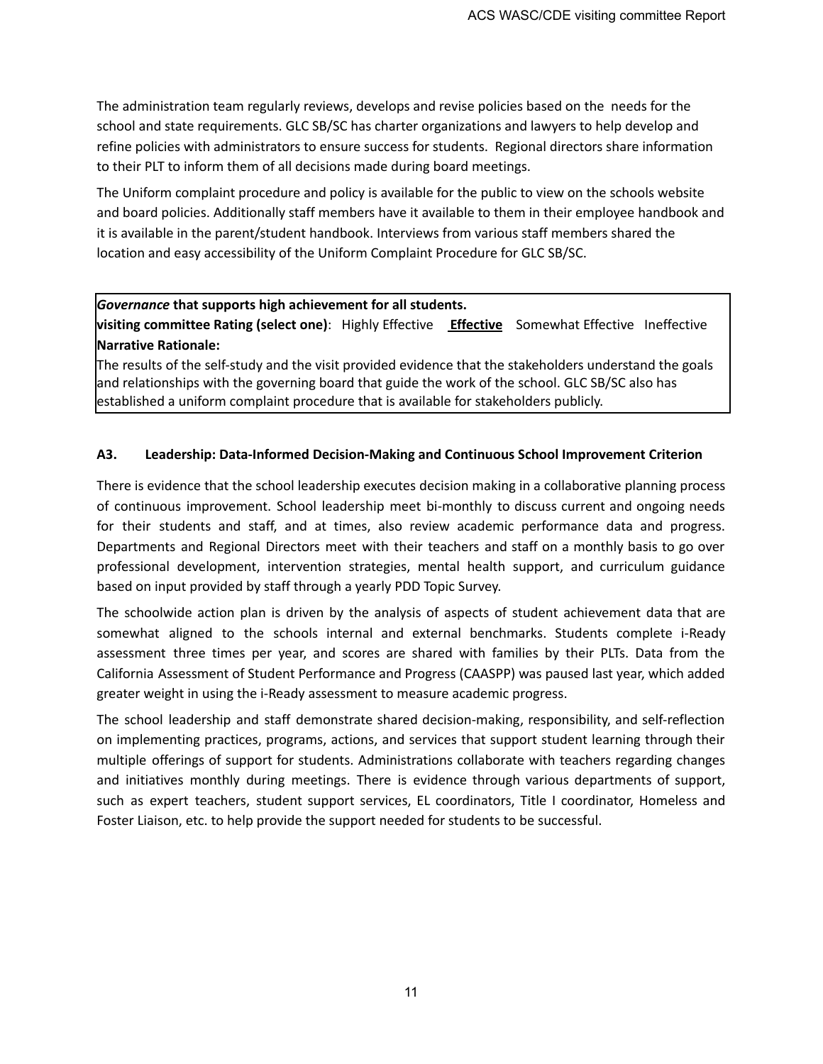The administration team regularly reviews, develops and revise policies based on the  needs for the school and state requirements. GLC SB/SC has charter organizations and lawyers to help develop and refine policies with administrators to ensure success for students.  Regional directors share information to their PLT to inform them of all decisions made during board meetings.

The Uniform complaint procedure and policy is available for the public to view on the schools website and board policies. Additionally staff members have it available to them in their employee handbook and it is available in the parent/student handbook. Interviews from various staff members shared the location and easy accessibility of the Uniform Complaint Procedure for GLC SB/SC.

***Governance* that supports high achievement for all students.**
**visiting committee Rating (select one)**: Highly Effective **Effective** Somewhat Effective Ineffective
**Narrative Rationale:**
The results of the self-study and the visit provided evidence that the stakeholders understand the goals and relationships with the governing board that guide the work of the school. GLC SB/SC also has established a uniform complaint procedure that is available for stakeholders publicly.

**A3. Leadership: Data-Informed Decision-Making and Continuous School Improvement Criterion**

There is evidence that the school leadership executes decision making in a collaborative planning process of continuous improvement. School leadership meet bi-monthly to discuss current and ongoing needs for their students and staff, and at times, also review academic performance data and progress. Departments and Regional Directors meet with their teachers and staff on a monthly basis to go over professional development, intervention strategies, mental health support, and curriculum guidance based on input provided by staff through a yearly PDD Topic Survey.

The schoolwide action plan is driven by the analysis of aspects of student achievement data that are somewhat aligned to the schools internal and external benchmarks. Students complete i-Ready assessment three times per year, and scores are shared with families by their PLTs. Data from the California Assessment of Student Performance and Progress (CAASPP) was paused last year, which added greater weight in using the i-Ready assessment to measure academic progress.

The school leadership and staff demonstrate shared decision-making, responsibility, and self-reflection on implementing practices, programs, actions, and services that support student learning through their multiple offerings of support for students. Administrations collaborate with teachers regarding changes and initiatives monthly during meetings. There is evidence through various departments of support, such as expert teachers, student support services, EL coordinators, Title I coordinator, Homeless and Foster Liaison, etc. to help provide the support needed for students to be successful.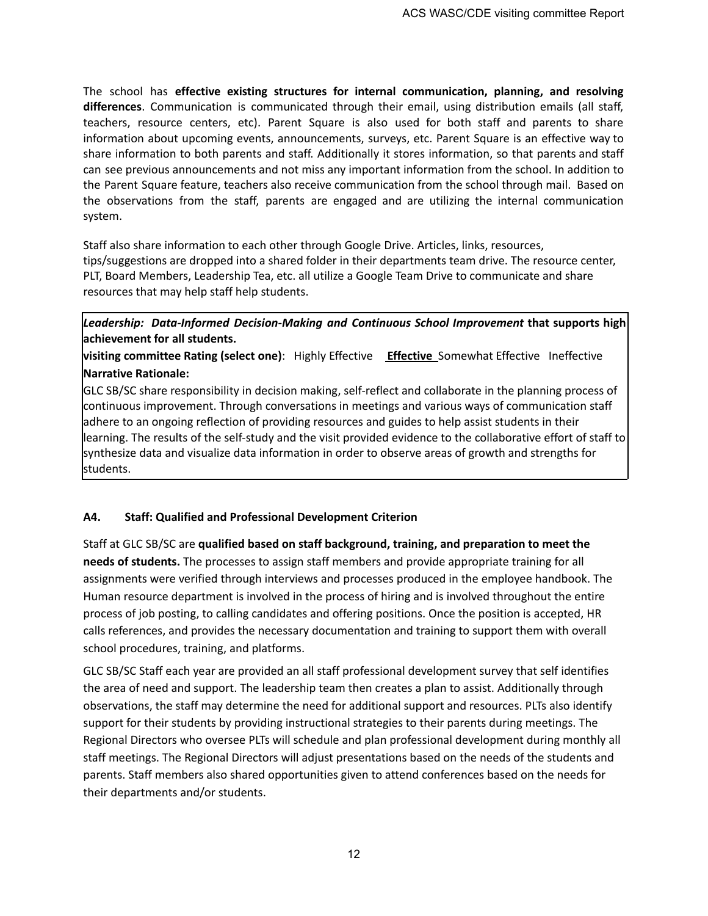The school has **effective existing structures for internal communication, planning, and resolving differences**. Communication is communicated through their email, using distribution emails (all staff, teachers, resource centers, etc). Parent Square is also used for both staff and parents to share information about upcoming events, announcements, surveys, etc. Parent Square is an effective way to share information to both parents and staff. Additionally it stores information, so that parents and staff can see previous announcements and not miss any important information from the school. In addition to the Parent Square feature, teachers also receive communication from the school through mail. Based on the observations from the staff, parents are engaged and are utilizing the internal communication system.

Staff also share information to each other through Google Drive. Articles, links, resources, tips/suggestions are dropped into a shared folder in their departments team drive. The resource center, PLT, Board Members, Leadership Tea, etc. all utilize a Google Team Drive to communicate and share resources that may help staff help students.

| ***Leadership: Data-Informed Decision-Making and Continuous School Improvement*** **that supports high achievement for all students.** |
|---|
| **visiting committee Rating (select one)**: Highly Effective **Effective** Somewhat Effective Ineffective |
| **Narrative Rationale:** |
| GLC SB/SC share responsibility in decision making, self-reflect and collaborate in the planning process of continuous improvement. Through conversations in meetings and various ways of communication staff adhere to an ongoing reflection of providing resources and guides to help assist students in their learning. The results of the self-study and the visit provided evidence to the collaborative effort of staff to synthesize data and visualize data information in order to observe areas of growth and strengths for students. |

### A4. Staff: Qualified and Professional Development Criterion

Staff at GLC SB/SC are **qualified based on staff background, training, and preparation to meet the needs of students.** The processes to assign staff members and provide appropriate training for all assignments were verified through interviews and processes produced in the employee handbook. The Human resource department is involved in the process of hiring and is involved throughout the entire process of job posting, to calling candidates and offering positions. Once the position is accepted, HR calls references, and provides the necessary documentation and training to support them with overall school procedures, training, and platforms.

GLC SB/SC Staff each year are provided an all staff professional development survey that self identifies the area of need and support. The leadership team then creates a plan to assist. Additionally through observations, the staff may determine the need for additional support and resources. PLTs also identify support for their students by providing instructional strategies to their parents during meetings. The Regional Directors who oversee PLTs will schedule and plan professional development during monthly all staff meetings. The Regional Directors will adjust presentations based on the needs of the students and parents. Staff members also shared opportunities given to attend conferences based on the needs for their departments and/or students.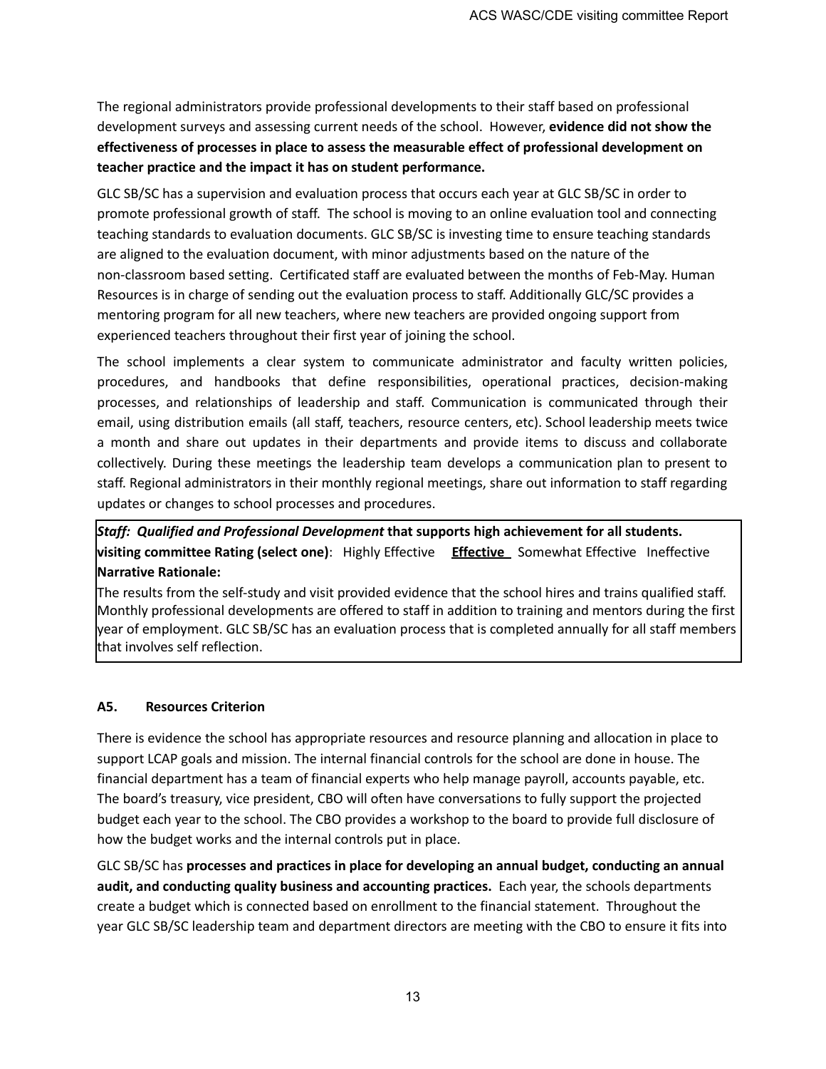The regional administrators provide professional developments to their staff based on professional development surveys and assessing current needs of the school. However, **evidence did not show the effectiveness of processes in place to assess the measurable effect of professional development on teacher practice and the impact it has on student performance.**

GLC SB/SC has a supervision and evaluation process that occurs each year at GLC SB/SC in order to promote professional growth of staff. The school is moving to an online evaluation tool and connecting teaching standards to evaluation documents. GLC SB/SC is investing time to ensure teaching standards are aligned to the evaluation document, with minor adjustments based on the nature of the non-classroom based setting. Certificated staff are evaluated between the months of Feb-May. Human Resources is in charge of sending out the evaluation process to staff. Additionally GLC/SC provides a mentoring program for all new teachers, where new teachers are provided ongoing support from experienced teachers throughout their first year of joining the school.

The school implements a clear system to communicate administrator and faculty written policies, procedures, and handbooks that define responsibilities, operational practices, decision-making processes, and relationships of leadership and staff. Communication is communicated through their email, using distribution emails (all staff, teachers, resource centers, etc). School leadership meets twice a month and share out updates in their departments and provide items to discuss and collaborate collectively. During these meetings the leadership team develops a communication plan to present to staff. Regional administrators in their monthly regional meetings, share out information to staff regarding updates or changes to school processes and procedures.

***Staff: Qualified and Professional Development*** **that supports high achievement for all students.**
**visiting committee Rating (select one)**: Highly Effective **Effective** Somewhat Effective Ineffective
**Narrative Rationale:**
The results from the self-study and visit provided evidence that the school hires and trains qualified staff. Monthly professional developments are offered to staff in addition to training and mentors during the first year of employment. GLC SB/SC has an evaluation process that is completed annually for all staff members that involves self reflection.

### A5. Resources Criterion

There is evidence the school has appropriate resources and resource planning and allocation in place to support LCAP goals and mission. The internal financial controls for the school are done in house. The financial department has a team of financial experts who help manage payroll, accounts payable, etc. The board's treasury, vice president, CBO will often have conversations to fully support the projected budget each year to the school. The CBO provides a workshop to the board to provide full disclosure of how the budget works and the internal controls put in place.

GLC SB/SC has **processes and practices in place for developing an annual budget, conducting an annual audit, and conducting quality business and accounting practices.** Each year, the schools departments create a budget which is connected based on enrollment to the financial statement. Throughout the year GLC SB/SC leadership team and department directors are meeting with the CBO to ensure it fits into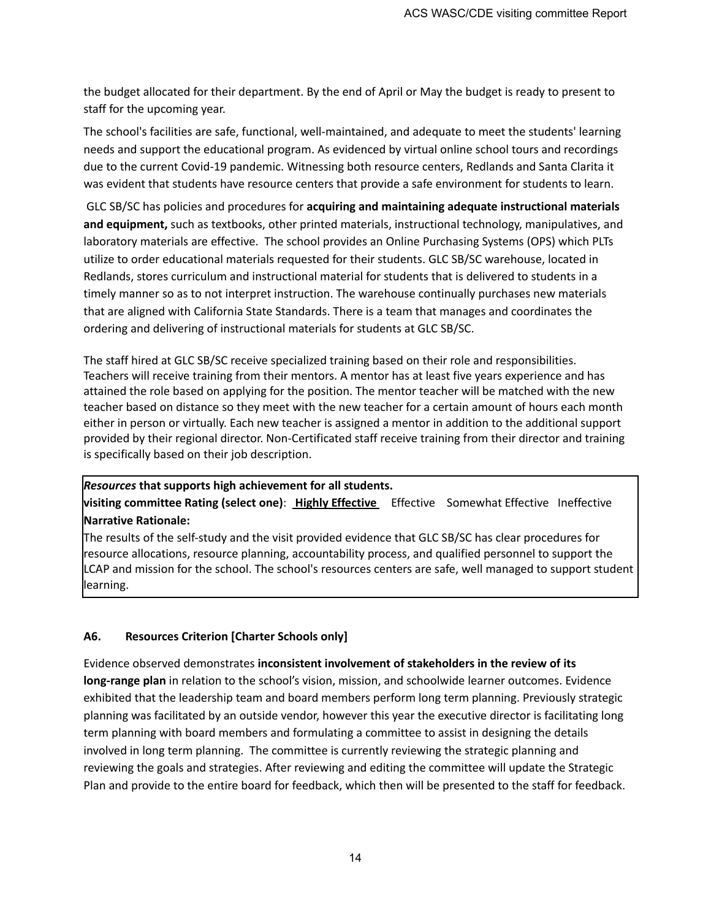the budget allocated for their department. By the end of April or May the budget is ready to present to staff for the upcoming year.

The school's facilities are safe, functional, well-maintained, and adequate to meet the students' learning needs and support the educational program. As evidenced by virtual online school tours and recordings due to the current Covid-19 pandemic. Witnessing both resource centers, Redlands and Santa Clarita it was evident that students have resource centers that provide a safe environment for students to learn.

GLC SB/SC has policies and procedures for **acquiring and maintaining adequate instructional materials and equipment,** such as textbooks, other printed materials, instructional technology, manipulatives, and laboratory materials are effective. The school provides an Online Purchasing Systems (OPS) which PLTs utilize to order educational materials requested for their students. GLC SB/SC warehouse, located in Redlands, stores curriculum and instructional material for students that is delivered to students in a timely manner so as to not interpret instruction. The warehouse continually purchases new materials that are aligned with California State Standards. There is a team that manages and coordinates the ordering and delivering of instructional materials for students at GLC SB/SC.

The staff hired at GLC SB/SC receive specialized training based on their role and responsibilities. Teachers will receive training from their mentors. A mentor has at least five years experience and has attained the role based on applying for the position. The mentor teacher will be matched with the new teacher based on distance so they meet with the new teacher for a certain amount of hours each month either in person or virtually. Each new teacher is assigned a mentor in addition to the additional support provided by their regional director. Non-Certificated staff receive training from their director and training is specifically based on their job description.

***Resources* that supports high achievement for all students.**

**visiting committee Rating (select one)**: **Highly Effective** Effective Somewhat Effective Ineffective

**Narrative Rationale:**

The results of the self-study and the visit provided evidence that GLC SB/SC has clear procedures for resource allocations, resource planning, accountability process, and qualified personnel to support the LCAP and mission for the school. The school's resources centers are safe, well managed to support student learning.

**A6. Resources Criterion [Charter Schools only]**

Evidence observed demonstrates **inconsistent involvement of stakeholders in the review of its long-range plan** in relation to the school's vision, mission, and schoolwide learner outcomes. Evidence exhibited that the leadership team and board members perform long term planning. Previously strategic planning was facilitated by an outside vendor, however this year the executive director is facilitating long term planning with board members and formulating a committee to assist in designing the details involved in long term planning. The committee is currently reviewing the strategic planning and reviewing the goals and strategies. After reviewing and editing the committee will update the Strategic Plan and provide to the entire board for feedback, which then will be presented to the staff for feedback.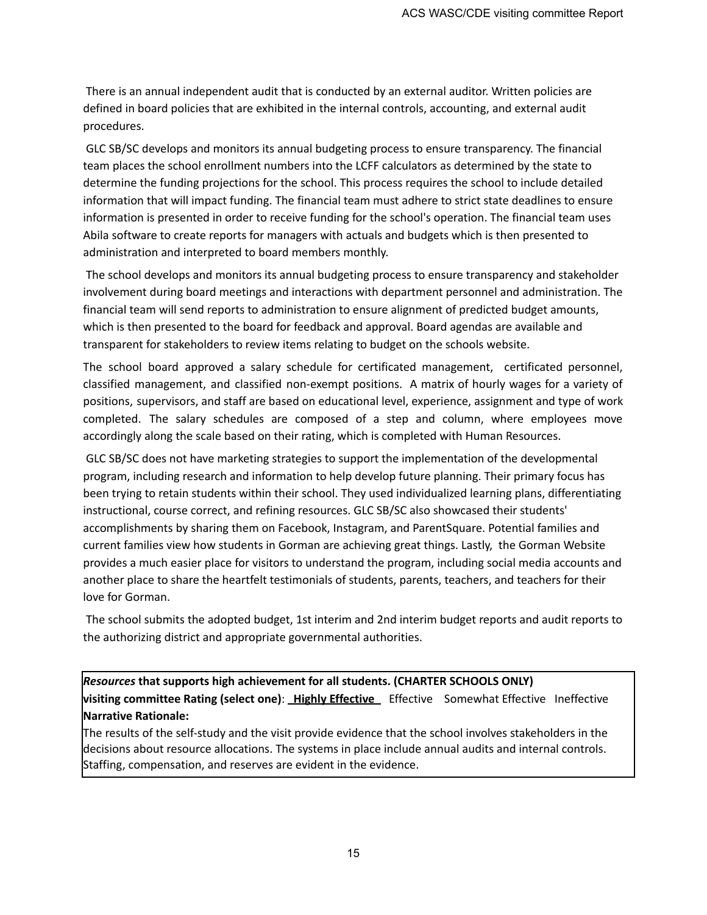There is an annual independent audit that is conducted by an external auditor. Written policies are defined in board policies that are exhibited in the internal controls, accounting, and external audit procedures.

GLC SB/SC develops and monitors its annual budgeting process to ensure transparency. The financial team places the school enrollment numbers into the LCFF calculators as determined by the state to determine the funding projections for the school. This process requires the school to include detailed information that will impact funding. The financial team must adhere to strict state deadlines to ensure information is presented in order to receive funding for the school's operation. The financial team uses Abila software to create reports for managers with actuals and budgets which is then presented to administration and interpreted to board members monthly.

The school develops and monitors its annual budgeting process to ensure transparency and stakeholder involvement during board meetings and interactions with department personnel and administration. The financial team will send reports to administration to ensure alignment of predicted budget amounts, which is then presented to the board for feedback and approval. Board agendas are available and transparent for stakeholders to review items relating to budget on the schools website.

The school board approved a salary schedule for certificated management, certificated personnel, classified management, and classified non-exempt positions. A matrix of hourly wages for a variety of positions, supervisors, and staff are based on educational level, experience, assignment and type of work completed. The salary schedules are composed of a step and column, where employees move accordingly along the scale based on their rating, which is completed with Human Resources.

GLC SB/SC does not have marketing strategies to support the implementation of the developmental program, including research and information to help develop future planning. Their primary focus has been trying to retain students within their school. They used individualized learning plans, differentiating instructional, course correct, and refining resources. GLC SB/SC also showcased their students' accomplishments by sharing them on Facebook, Instagram, and ParentSquare. Potential families and current families view how students in Gorman are achieving great things. Lastly, the Gorman Website provides a much easier place for visitors to understand the program, including social media accounts and another place to share the heartfelt testimonials of students, parents, teachers, and teachers for their love for Gorman.

The school submits the adopted budget, 1st interim and 2nd interim budget reports and audit reports to the authorizing district and appropriate governmental authorities.

***Resources* that supports high achievement for all students. (CHARTER SCHOOLS ONLY)**
**visiting committee Rating (select one)**: **<u>Highly Effective</u>** Effective Somewhat Effective Ineffective
**Narrative Rationale:**
The results of the self-study and the visit provide evidence that the school involves stakeholders in the decisions about resource allocations. The systems in place include annual audits and internal controls. Staffing, compensation, and reserves are evident in the evidence.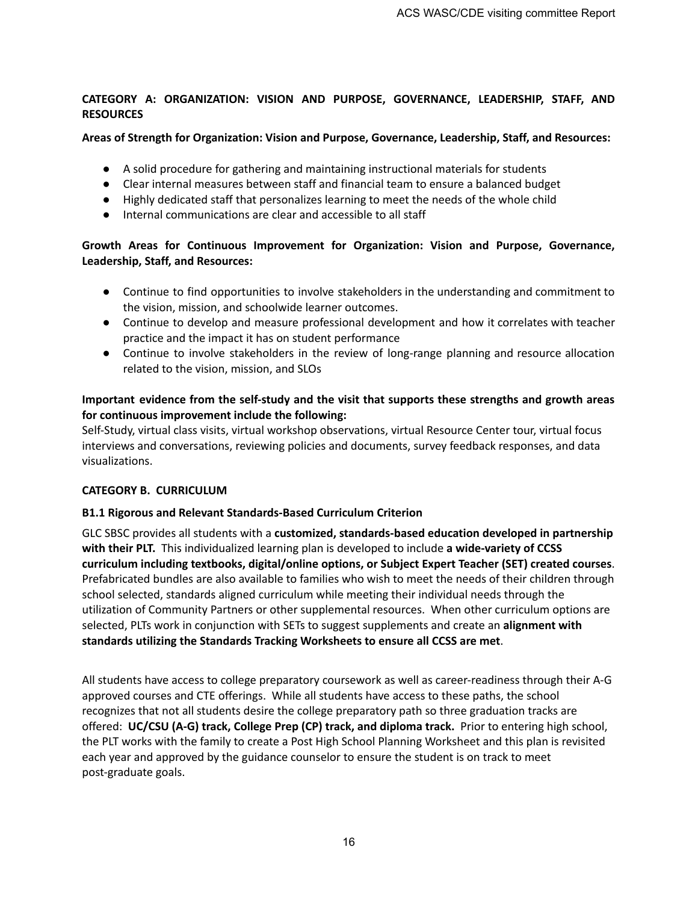## CATEGORY A: ORGANIZATION: VISION AND PURPOSE, GOVERNANCE, LEADERSHIP, STAFF, AND RESOURCES

**Areas of Strength for Organization: Vision and Purpose, Governance, Leadership, Staff, and Resources:**

- A solid procedure for gathering and maintaining instructional materials for students
- Clear internal measures between staff and financial team to ensure a balanced budget
- Highly dedicated staff that personalizes learning to meet the needs of the whole child
- Internal communications are clear and accessible to all staff

**Growth Areas for Continuous Improvement for Organization: Vision and Purpose, Governance, Leadership, Staff, and Resources:**

- Continue to find opportunities to involve stakeholders in the understanding and commitment to the vision, mission, and schoolwide learner outcomes.
- Continue to develop and measure professional development and how it correlates with teacher practice and the impact it has on student performance
- Continue to involve stakeholders in the review of long-range planning and resource allocation related to the vision, mission, and SLOs

**Important evidence from the self-study and the visit that supports these strengths and growth areas for continuous improvement include the following:**
Self-Study, virtual class visits, virtual workshop observations, virtual Resource Center tour, virtual focus interviews and conversations, reviewing policies and documents, survey feedback responses, and data visualizations.

## CATEGORY B. CURRICULUM

### B1.1 Rigorous and Relevant Standards-Based Curriculum Criterion

GLC SBSC provides all students with a **customized, standards-based education developed in partnership with their PLT.** This individualized learning plan is developed to include **a wide-variety of CCSS curriculum including textbooks, digital/online options, or Subject Expert Teacher (SET) created courses**. Prefabricated bundles are also available to families who wish to meet the needs of their children through school selected, standards aligned curriculum while meeting their individual needs through the utilization of Community Partners or other supplemental resources. When other curriculum options are selected, PLTs work in conjunction with SETs to suggest supplements and create an **alignment with standards utilizing the Standards Tracking Worksheets to ensure all CCSS are met**.

All students have access to college preparatory coursework as well as career-readiness through their A-G approved courses and CTE offerings. While all students have access to these paths, the school recognizes that not all students desire the college preparatory path so three graduation tracks are offered: **UC/CSU (A-G) track, College Prep (CP) track, and diploma track.** Prior to entering high school, the PLT works with the family to create a Post High School Planning Worksheet and this plan is revisited each year and approved by the guidance counselor to ensure the student is on track to meet post-graduate goals.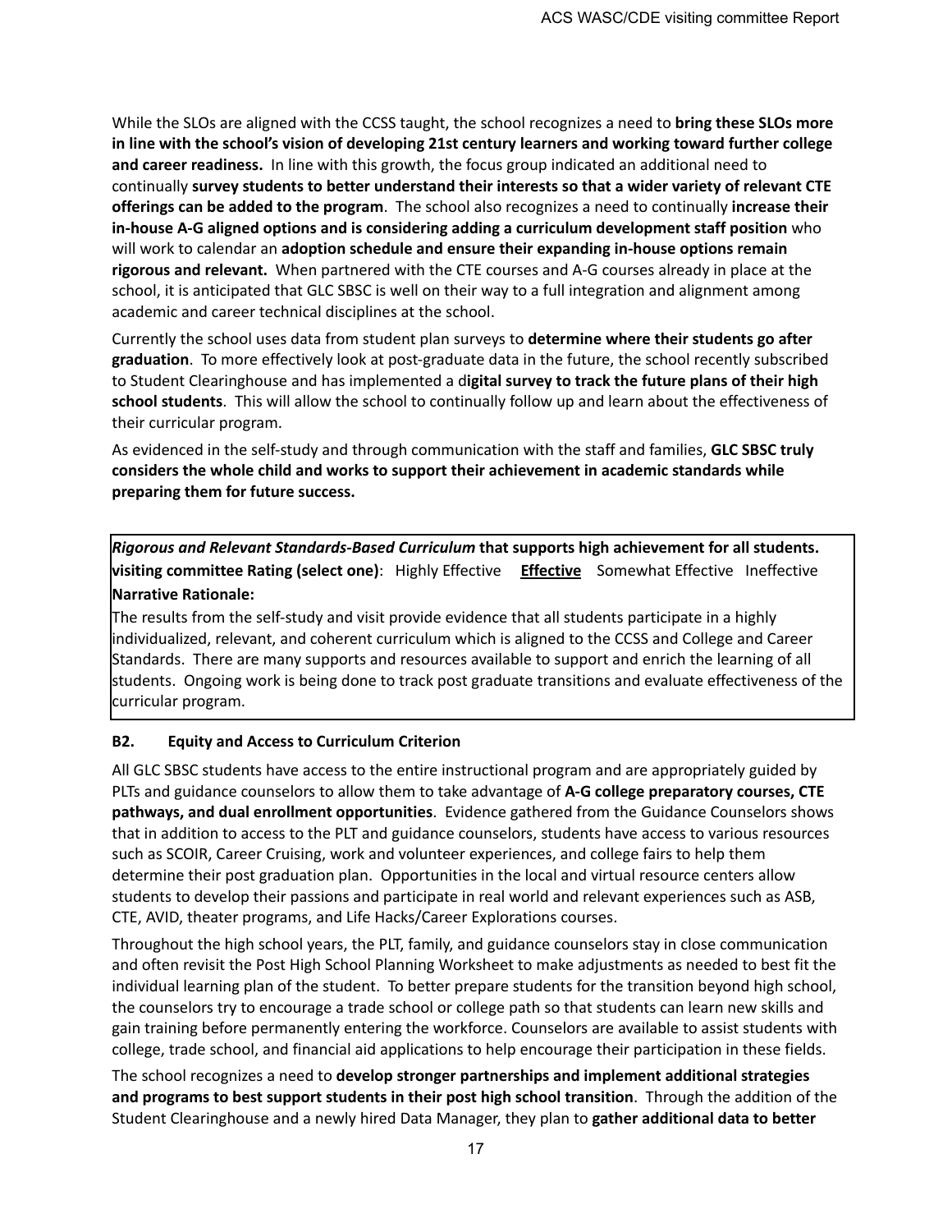While the SLOs are aligned with the CCSS taught, the school recognizes a need to **bring these SLOs more in line with the school's vision of developing 21st century learners and working toward further college and career readiness.** In line with this growth, the focus group indicated an additional need to continually **survey students to better understand their interests so that a wider variety of relevant CTE offerings can be added to the program**. The school also recognizes a need to continually **increase their in-house A-G aligned options and is considering adding a curriculum development staff position** who will work to calendar an **adoption schedule and ensure their expanding in-house options remain rigorous and relevant.** When partnered with the CTE courses and A-G courses already in place at the school, it is anticipated that GLC SBSC is well on their way to a full integration and alignment among academic and career technical disciplines at the school.

Currently the school uses data from student plan surveys to **determine where their students go after graduation**. To more effectively look at post-graduate data in the future, the school recently subscribed to Student Clearinghouse and has implemented a d**igital survey to track the future plans of their high school students**. This will allow the school to continually follow up and learn about the effectiveness of their curricular program.

As evidenced in the self-study and through communication with the staff and families, **GLC SBSC truly considers the whole child and works to support their achievement in academic standards while preparing them for future success.**

***Rigorous and Relevant Standards-Based Curriculum* that supports high achievement for all students.**
**visiting committee Rating (select one)**: Highly Effective **Effective** Somewhat Effective Ineffective
**Narrative Rationale:**
The results from the self-study and visit provide evidence that all students participate in a highly individualized, relevant, and coherent curriculum which is aligned to the CCSS and College and Career Standards. There are many supports and resources available to support and enrich the learning of all students. Ongoing work is being done to track post graduate transitions and evaluate effectiveness of the curricular program.

**B2. Equity and Access to Curriculum Criterion**

All GLC SBSC students have access to the entire instructional program and are appropriately guided by PLTs and guidance counselors to allow them to take advantage of **A-G college preparatory courses, CTE pathways, and dual enrollment opportunities**. Evidence gathered from the Guidance Counselors shows that in addition to access to the PLT and guidance counselors, students have access to various resources such as SCOIR, Career Cruising, work and volunteer experiences, and college fairs to help them determine their post graduation plan. Opportunities in the local and virtual resource centers allow students to develop their passions and participate in real world and relevant experiences such as ASB, CTE, AVID, theater programs, and Life Hacks/Career Explorations courses.

Throughout the high school years, the PLT, family, and guidance counselors stay in close communication and often revisit the Post High School Planning Worksheet to make adjustments as needed to best fit the individual learning plan of the student. To better prepare students for the transition beyond high school, the counselors try to encourage a trade school or college path so that students can learn new skills and gain training before permanently entering the workforce. Counselors are available to assist students with college, trade school, and financial aid applications to help encourage their participation in these fields.

The school recognizes a need to **develop stronger partnerships and implement additional strategies and programs to best support students in their post high school transition**. Through the addition of the Student Clearinghouse and a newly hired Data Manager, they plan to **gather additional data to better**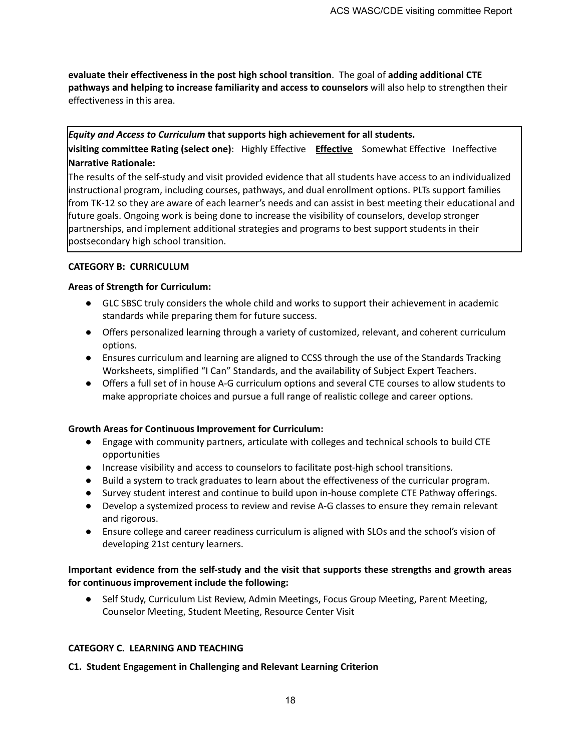**evaluate their effectiveness in the post high school transition**. The goal of **adding additional CTE pathways and helping to increase familiarity and access to counselors** will also help to strengthen their effectiveness in this area.

***Equity and Access to Curriculum*** **that supports high achievement for all students.**
**visiting committee Rating (select one)**: Highly Effective **Effective** Somewhat Effective Ineffective
**Narrative Rationale:**
The results of the self-study and visit provided evidence that all students have access to an individualized instructional program, including courses, pathways, and dual enrollment options. PLTs support families from TK-12 so they are aware of each learner's needs and can assist in best meeting their educational and future goals. Ongoing work is being done to increase the visibility of counselors, develop stronger partnerships, and implement additional strategies and programs to best support students in their postsecondary high school transition.

**CATEGORY B: CURRICULUM**

**Areas of Strength for Curriculum:**

- GLC SBSC truly considers the whole child and works to support their achievement in academic standards while preparing them for future success.
- Offers personalized learning through a variety of customized, relevant, and coherent curriculum options.
- Ensures curriculum and learning are aligned to CCSS through the use of the Standards Tracking Worksheets, simplified "I Can" Standards, and the availability of Subject Expert Teachers.
- Offers a full set of in house A-G curriculum options and several CTE courses to allow students to make appropriate choices and pursue a full range of realistic college and career options.

**Growth Areas for Continuous Improvement for Curriculum:**

- Engage with community partners, articulate with colleges and technical schools to build CTE opportunities
- Increase visibility and access to counselors to facilitate post-high school transitions.
- Build a system to track graduates to learn about the effectiveness of the curricular program.
- Survey student interest and continue to build upon in-house complete CTE Pathway offerings.
- Develop a systemized process to review and revise A-G classes to ensure they remain relevant and rigorous.
- Ensure college and career readiness curriculum is aligned with SLOs and the school's vision of developing 21st century learners.

**Important evidence from the self-study and the visit that supports these strengths and growth areas for continuous improvement include the following:**

- Self Study, Curriculum List Review, Admin Meetings, Focus Group Meeting, Parent Meeting, Counselor Meeting, Student Meeting, Resource Center Visit

**CATEGORY C. LEARNING AND TEACHING**

**C1. Student Engagement in Challenging and Relevant Learning Criterion**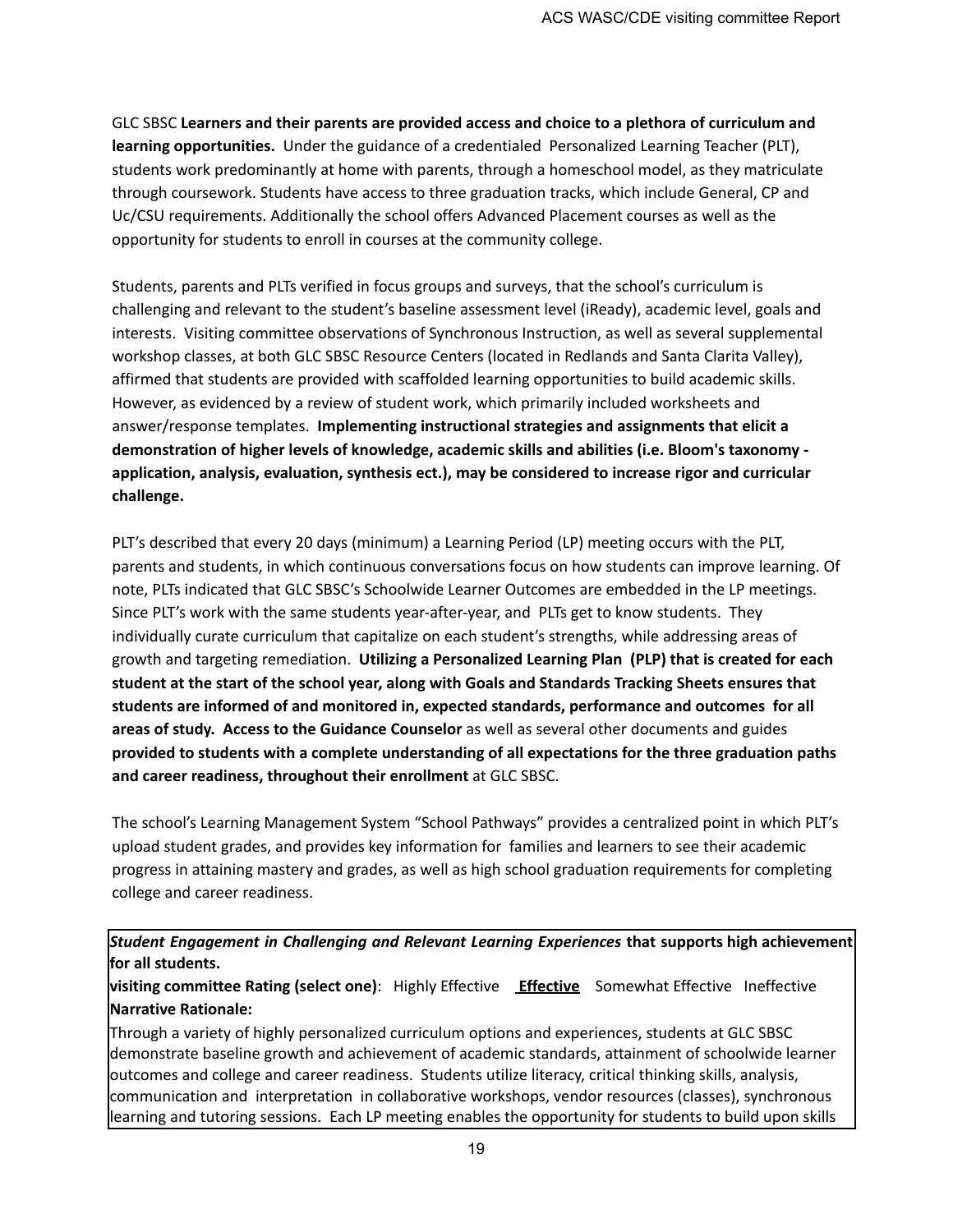GLC SBSC **Learners and their parents are provided access and choice to a plethora of curriculum and learning opportunities.** Under the guidance of a credentialed Personalized Learning Teacher (PLT), students work predominantly at home with parents, through a homeschool model, as they matriculate through coursework. Students have access to three graduation tracks, which include General, CP and Uc/CSU requirements. Additionally the school offers Advanced Placement courses as well as the opportunity for students to enroll in courses at the community college.

Students, parents and PLTs verified in focus groups and surveys, that the school's curriculum is challenging and relevant to the student's baseline assessment level (iReady), academic level, goals and interests. Visiting committee observations of Synchronous Instruction, as well as several supplemental workshop classes, at both GLC SBSC Resource Centers (located in Redlands and Santa Clarita Valley), affirmed that students are provided with scaffolded learning opportunities to build academic skills. However, as evidenced by a review of student work, which primarily included worksheets and answer/response templates. **Implementing instructional strategies and assignments that elicit a demonstration of higher levels of knowledge, academic skills and abilities (i.e. Bloom's taxonomy - application, analysis, evaluation, synthesis ect.), may be considered to increase rigor and curricular challenge.**

PLT's described that every 20 days (minimum) a Learning Period (LP) meeting occurs with the PLT, parents and students, in which continuous conversations focus on how students can improve learning. Of note, PLTs indicated that GLC SBSC's Schoolwide Learner Outcomes are embedded in the LP meetings. Since PLT's work with the same students year-after-year, and PLTs get to know students. They individually curate curriculum that capitalize on each student's strengths, while addressing areas of growth and targeting remediation. **Utilizing a Personalized Learning Plan (PLP) that is created for each student at the start of the school year, along with Goals and Standards Tracking Sheets ensures that students are informed of and monitored in, expected standards, performance and outcomes for all areas of study. Access to the Guidance Counselor** as well as several other documents and guides **provided to students with a complete understanding of all expectations for the three graduation paths and career readiness, throughout their enrollment** at GLC SBSC.

The school's Learning Management System "School Pathways" provides a centralized point in which PLT's upload student grades, and provides key information for families and learners to see their academic progress in attaining mastery and grades, as well as high school graduation requirements for completing college and career readiness.

***Student Engagement in Challenging and Relevant Learning Experiences*** **that supports high achievement for all students.**

**visiting committee Rating (select one)**: Highly Effective **Effective** Somewhat Effective Ineffective

**Narrative Rationale:**

Through a variety of highly personalized curriculum options and experiences, students at GLC SBSC demonstrate baseline growth and achievement of academic standards, attainment of schoolwide learner outcomes and college and career readiness. Students utilize literacy, critical thinking skills, analysis, communication and interpretation in collaborative workshops, vendor resources (classes), synchronous learning and tutoring sessions. Each LP meeting enables the opportunity for students to build upon skills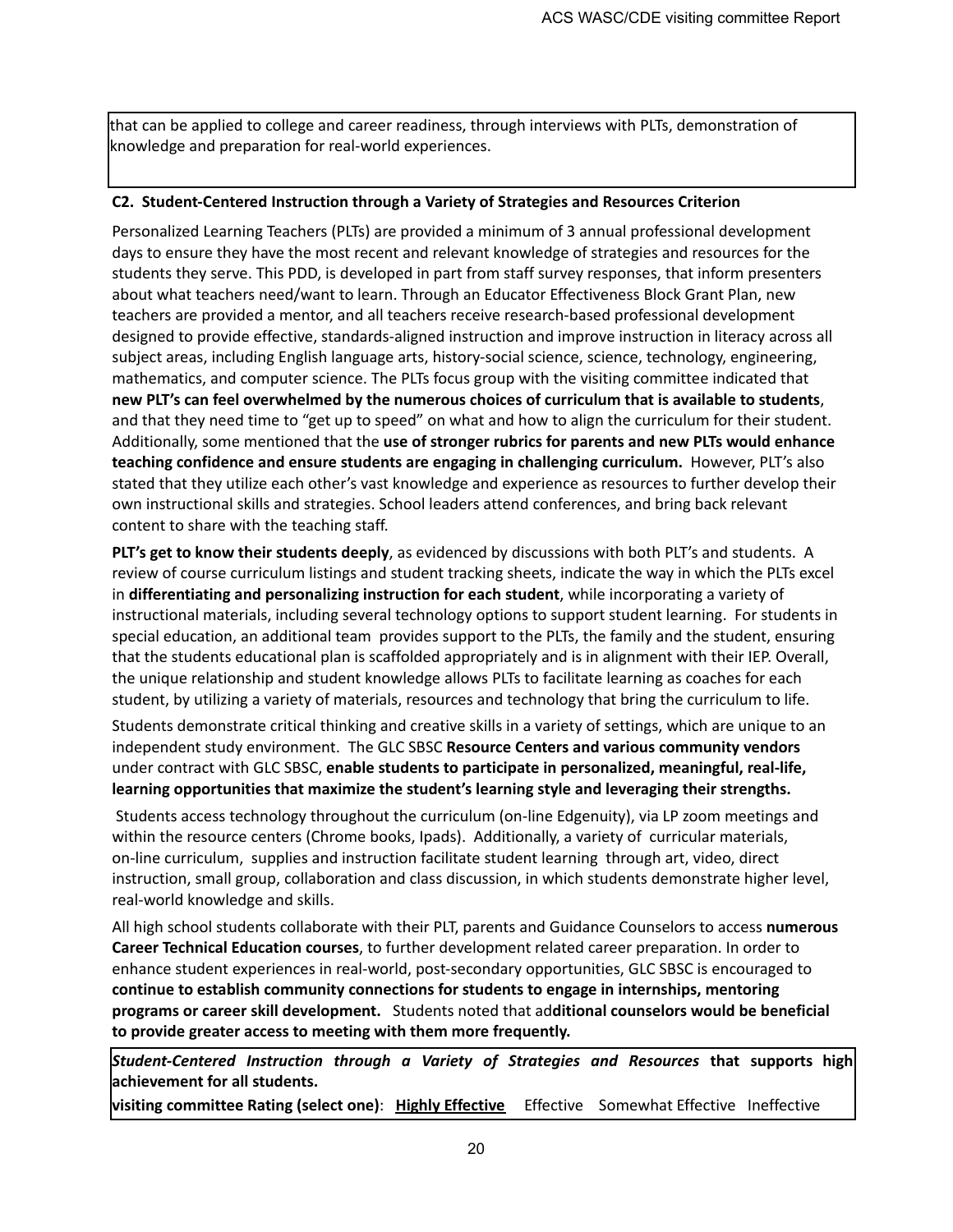that can be applied to college and career readiness, through interviews with PLTs, demonstration of knowledge and preparation for real-world experiences.

**C2. Student-Centered Instruction through a Variety of Strategies and Resources Criterion**

Personalized Learning Teachers (PLTs) are provided a minimum of 3 annual professional development days to ensure they have the most recent and relevant knowledge of strategies and resources for the students they serve. This PDD, is developed in part from staff survey responses, that inform presenters about what teachers need/want to learn. Through an Educator Effectiveness Block Grant Plan, new teachers are provided a mentor, and all teachers receive research-based professional development designed to provide effective, standards-aligned instruction and improve instruction in literacy across all subject areas, including English language arts, history-social science, science, technology, engineering, mathematics, and computer science. The PLTs focus group with the visiting committee indicated that **new PLT's can feel overwhelmed by the numerous choices of curriculum that is available to students**, and that they need time to "get up to speed" on what and how to align the curriculum for their student. Additionally, some mentioned that the **use of stronger rubrics for parents and new PLTs would enhance teaching confidence and ensure students are engaging in challenging curriculum.** However, PLT's also stated that they utilize each other's vast knowledge and experience as resources to further develop their own instructional skills and strategies. School leaders attend conferences, and bring back relevant content to share with the teaching staff.

**PLT's get to know their students deeply**, as evidenced by discussions with both PLT's and students. A review of course curriculum listings and student tracking sheets, indicate the way in which the PLTs excel in **differentiating and personalizing instruction for each student**, while incorporating a variety of instructional materials, including several technology options to support student learning. For students in special education, an additional team provides support to the PLTs, the family and the student, ensuring that the students educational plan is scaffolded appropriately and is in alignment with their IEP. Overall, the unique relationship and student knowledge allows PLTs to facilitate learning as coaches for each student, by utilizing a variety of materials, resources and technology that bring the curriculum to life.

Students demonstrate critical thinking and creative skills in a variety of settings, which are unique to an independent study environment. The GLC SBSC **Resource Centers and various community vendors** under contract with GLC SBSC, **enable students to participate in personalized, meaningful, real-life, learning opportunities that maximize the student's learning style and leveraging their strengths.**

Students access technology throughout the curriculum (on-line Edgenuity), via LP zoom meetings and within the resource centers (Chrome books, Ipads). Additionally, a variety of curricular materials, on-line curriculum, supplies and instruction facilitate student learning through art, video, direct instruction, small group, collaboration and class discussion, in which students demonstrate higher level, real-world knowledge and skills.

All high school students collaborate with their PLT, parents and Guidance Counselors to access **numerous Career Technical Education courses**, to further development related career preparation. In order to enhance student experiences in real-world, post-secondary opportunities, GLC SBSC is encouraged to **continue to establish community connections for students to engage in internships, mentoring programs or career skill development.** Students noted that ad**ditional counselors would be beneficial to provide greater access to meeting with them more frequently.**

***Student-Centered Instruction through a Variety of Strategies and Resources*** **that supports high achievement for all students.**

**visiting committee Rating (select one)**: **<u>Highly Effective</u>** Effective Somewhat Effective Ineffective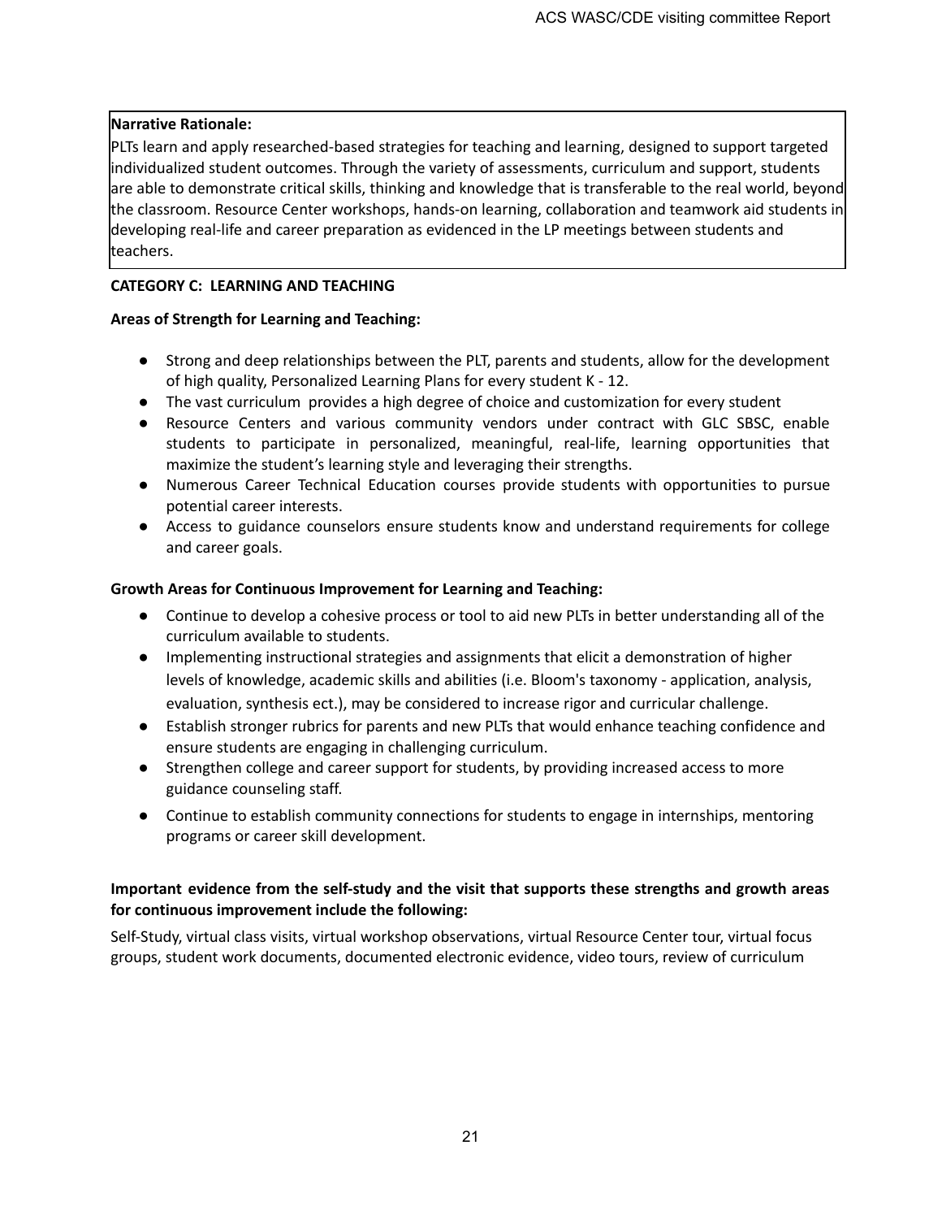**Narrative Rationale:**
PLTs learn and apply researched-based strategies for teaching and learning, designed to support targeted individualized student outcomes. Through the variety of assessments, curriculum and support, students are able to demonstrate critical skills, thinking and knowledge that is transferable to the real world, beyond the classroom. Resource Center workshops, hands-on learning, collaboration and teamwork aid students in developing real-life and career preparation as evidenced in the LP meetings between students and teachers.

**CATEGORY C: LEARNING AND TEACHING**

**Areas of Strength for Learning and Teaching:**

- Strong and deep relationships between the PLT, parents and students, allow for the development of high quality, Personalized Learning Plans for every student K - 12.
- The vast curriculum provides a high degree of choice and customization for every student
- Resource Centers and various community vendors under contract with GLC SBSC, enable students to participate in personalized, meaningful, real-life, learning opportunities that maximize the student's learning style and leveraging their strengths.
- Numerous Career Technical Education courses provide students with opportunities to pursue potential career interests.
- Access to guidance counselors ensure students know and understand requirements for college and career goals.

**Growth Areas for Continuous Improvement for Learning and Teaching:**

- Continue to develop a cohesive process or tool to aid new PLTs in better understanding all of the curriculum available to students.
- Implementing instructional strategies and assignments that elicit a demonstration of higher levels of knowledge, academic skills and abilities (i.e. Bloom's taxonomy - application, analysis, evaluation, synthesis ect.), may be considered to increase rigor and curricular challenge.
- Establish stronger rubrics for parents and new PLTs that would enhance teaching confidence and ensure students are engaging in challenging curriculum.
- Strengthen college and career support for students, by providing increased access to more guidance counseling staff.
- Continue to establish community connections for students to engage in internships, mentoring programs or career skill development.

**Important evidence from the self-study and the visit that supports these strengths and growth areas for continuous improvement include the following:**

Self-Study, virtual class visits, virtual workshop observations, virtual Resource Center tour, virtual focus groups, student work documents, documented electronic evidence, video tours, review of curriculum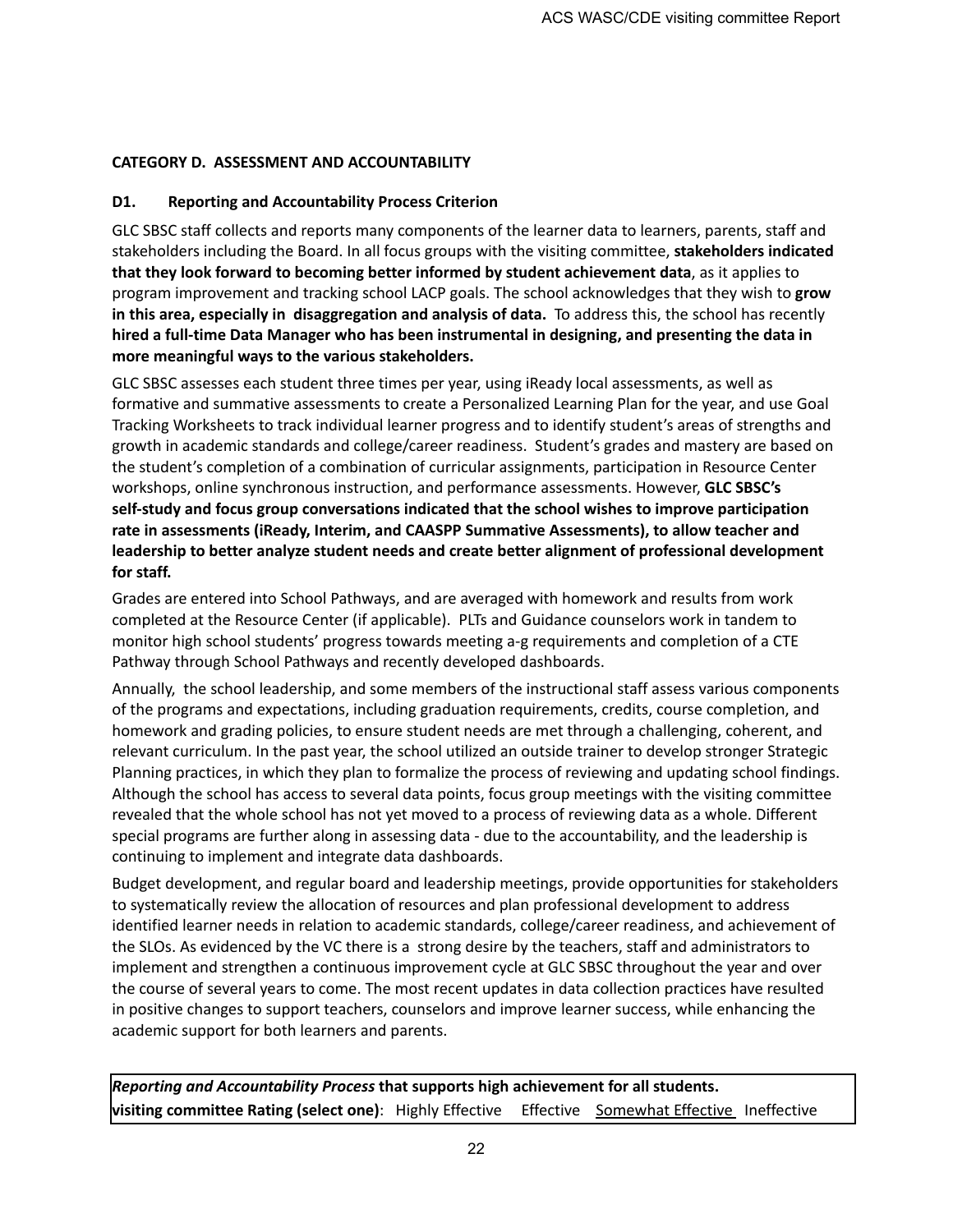**CATEGORY D. ASSESSMENT AND ACCOUNTABILITY**

**D1. Reporting and Accountability Process Criterion**

GLC SBSC staff collects and reports many components of the learner data to learners, parents, staff and stakeholders including the Board. In all focus groups with the visiting committee, **stakeholders indicated that they look forward to becoming better informed by student achievement data**, as it applies to program improvement and tracking school LACP goals. The school acknowledges that they wish to **grow in this area, especially in disaggregation and analysis of data.** To address this, the school has recently **hired a full-time Data Manager who has been instrumental in designing, and presenting the data in more meaningful ways to the various stakeholders.**

GLC SBSC assesses each student three times per year, using iReady local assessments, as well as formative and summative assessments to create a Personalized Learning Plan for the year, and use Goal Tracking Worksheets to track individual learner progress and to identify student's areas of strengths and growth in academic standards and college/career readiness. Student's grades and mastery are based on the student's completion of a combination of curricular assignments, participation in Resource Center workshops, online synchronous instruction, and performance assessments. However, **GLC SBSC's self-study and focus group conversations indicated that the school wishes to improve participation rate in assessments (iReady, Interim, and CAASPP Summative Assessments), to allow teacher and leadership to better analyze student needs and create better alignment of professional development for staff.**

Grades are entered into School Pathways, and are averaged with homework and results from work completed at the Resource Center (if applicable). PLTs and Guidance counselors work in tandem to monitor high school students' progress towards meeting a-g requirements and completion of a CTE Pathway through School Pathways and recently developed dashboards.

Annually, the school leadership, and some members of the instructional staff assess various components of the programs and expectations, including graduation requirements, credits, course completion, and homework and grading policies, to ensure student needs are met through a challenging, coherent, and relevant curriculum. In the past year, the school utilized an outside trainer to develop stronger Strategic Planning practices, in which they plan to formalize the process of reviewing and updating school findings. Although the school has access to several data points, focus group meetings with the visiting committee revealed that the whole school has not yet moved to a process of reviewing data as a whole. Different special programs are further along in assessing data - due to the accountability, and the leadership is continuing to implement and integrate data dashboards.

Budget development, and regular board and leadership meetings, provide opportunities for stakeholders to systematically review the allocation of resources and plan professional development to address identified learner needs in relation to academic standards, college/career readiness, and achievement of the SLOs. As evidenced by the VC there is a strong desire by the teachers, staff and administrators to implement and strengthen a continuous improvement cycle at GLC SBSC throughout the year and over the course of several years to come. The most recent updates in data collection practices have resulted in positive changes to support teachers, counselors and improve learner success, while enhancing the academic support for both learners and parents.

| ***Reporting and Accountability Process*** **that supports high achievement for all students.**<br>**visiting committee Rating (select one)**: Highly Effective Effective <u>Somewhat Effective</u> Ineffective |
|---|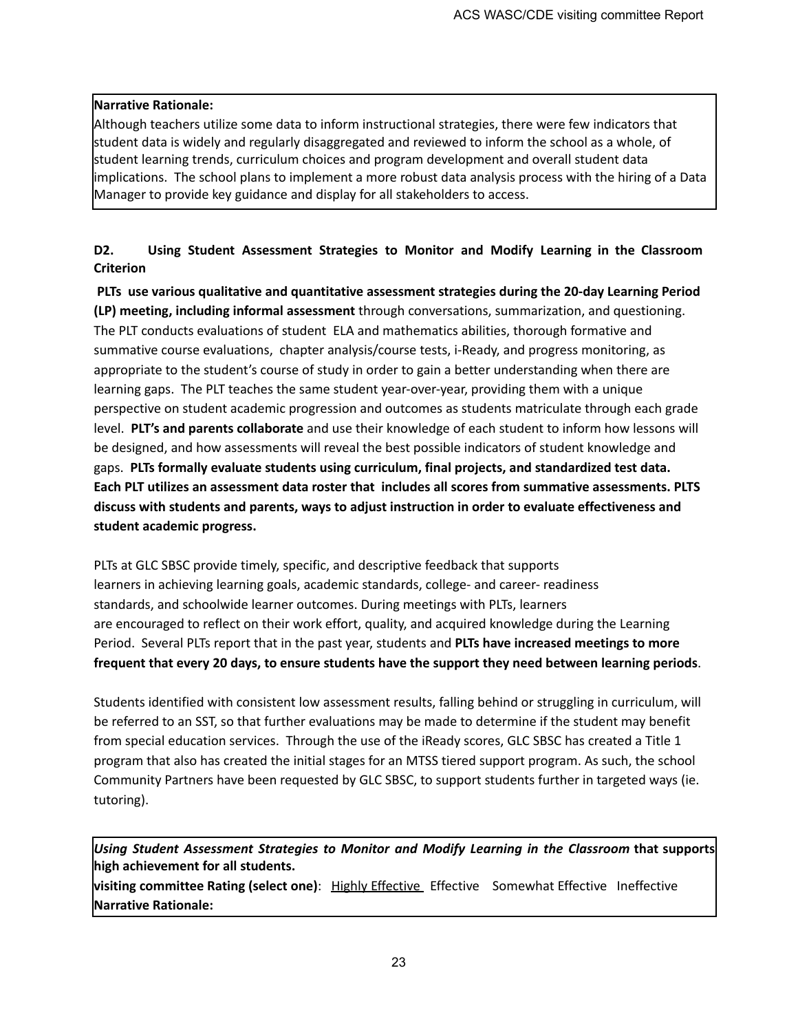**Narrative Rationale:**
Although teachers utilize some data to inform instructional strategies, there were few indicators that student data is widely and regularly disaggregated and reviewed to inform the school as a whole, of student learning trends, curriculum choices and program development and overall student data implications. The school plans to implement a more robust data analysis process with the hiring of a Data Manager to provide key guidance and display for all stakeholders to access.

### D2. Using Student Assessment Strategies to Monitor and Modify Learning in the Classroom Criterion

**PLTs use various qualitative and quantitative assessment strategies during the 20-day Learning Period (LP) meeting, including informal assessment** through conversations, summarization, and questioning. The PLT conducts evaluations of student ELA and mathematics abilities, thorough formative and summative course evaluations, chapter analysis/course tests, i-Ready, and progress monitoring, as appropriate to the student's course of study in order to gain a better understanding when there are learning gaps. The PLT teaches the same student year-over-year, providing them with a unique perspective on student academic progression and outcomes as students matriculate through each grade level. **PLT's and parents collaborate** and use their knowledge of each student to inform how lessons will be designed, and how assessments will reveal the best possible indicators of student knowledge and gaps. **PLTs formally evaluate students using curriculum, final projects, and standardized test data. Each PLT utilizes an assessment data roster that includes all scores from summative assessments. PLTS discuss with students and parents, ways to adjust instruction in order to evaluate effectiveness and student academic progress.**

PLTs at GLC SBSC provide timely, specific, and descriptive feedback that supports learners in achieving learning goals, academic standards, college- and career- readiness standards, and schoolwide learner outcomes. During meetings with PLTs, learners are encouraged to reflect on their work effort, quality, and acquired knowledge during the Learning Period. Several PLTs report that in the past year, students and **PLTs have increased meetings to more frequent that every 20 days, to ensure students have the support they need between learning periods**.

Students identified with consistent low assessment results, falling behind or struggling in curriculum, will be referred to an SST, so that further evaluations may be made to determine if the student may benefit from special education services. Through the use of the iReady scores, GLC SBSC has created a Title 1 program that also has created the initial stages for an MTSS tiered support program. As such, the school Community Partners have been requested by GLC SBSC, to support students further in targeted ways (ie. tutoring).

***Using Student Assessment Strategies to Monitor and Modify Learning in the Classroom*** **that supports high achievement for all students.**
**visiting committee Rating (select one)**: <u>Highly Effective</u> Effective Somewhat Effective Ineffective
**Narrative Rationale:**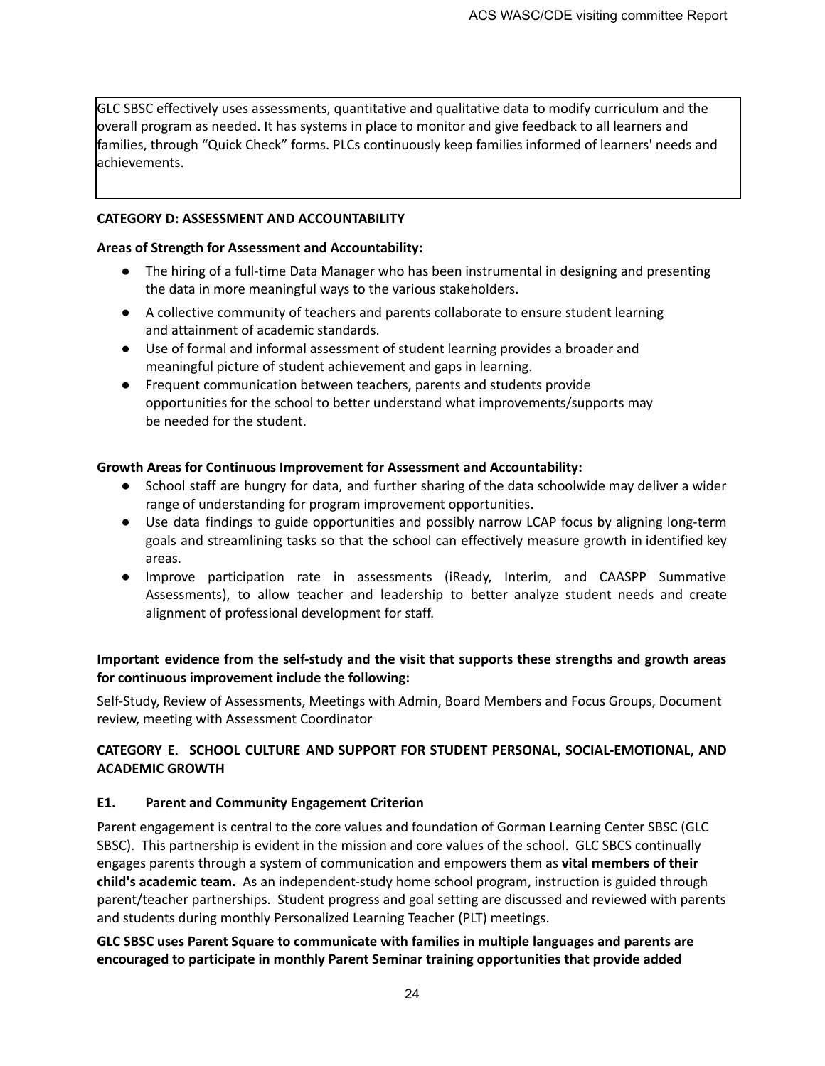GLC SBSC effectively uses assessments, quantitative and qualitative data to modify curriculum and the overall program as needed. It has systems in place to monitor and give feedback to all learners and families, through "Quick Check" forms. PLCs continuously keep families informed of learners' needs and achievements.

**CATEGORY D: ASSESSMENT AND ACCOUNTABILITY**

**Areas of Strength for Assessment and Accountability:**

- The hiring of a full-time Data Manager who has been instrumental in designing and presenting the data in more meaningful ways to the various stakeholders.
- A collective community of teachers and parents collaborate to ensure student learning and attainment of academic standards.
- Use of formal and informal assessment of student learning provides a broader and meaningful picture of student achievement and gaps in learning.
- Frequent communication between teachers, parents and students provide opportunities for the school to better understand what improvements/supports may be needed for the student.

**Growth Areas for Continuous Improvement for Assessment and Accountability:**

- School staff are hungry for data, and further sharing of the data schoolwide may deliver a wider range of understanding for program improvement opportunities.
- Use data findings to guide opportunities and possibly narrow LCAP focus by aligning long-term goals and streamlining tasks so that the school can effectively measure growth in identified key areas.
- Improve participation rate in assessments (iReady, Interim, and CAASPP Summative Assessments), to allow teacher and leadership to better analyze student needs and create alignment of professional development for staff.

**Important evidence from the self-study and the visit that supports these strengths and growth areas for continuous improvement include the following:**

Self-Study, Review of Assessments, Meetings with Admin, Board Members and Focus Groups, Document review, meeting with Assessment Coordinator

**CATEGORY E. SCHOOL CULTURE AND SUPPORT FOR STUDENT PERSONAL, SOCIAL-EMOTIONAL, AND ACADEMIC GROWTH**

**E1. Parent and Community Engagement Criterion**

Parent engagement is central to the core values and foundation of Gorman Learning Center SBSC (GLC SBSC). This partnership is evident in the mission and core values of the school. GLC SBCS continually engages parents through a system of communication and empowers them as **vital members of their child's academic team.** As an independent-study home school program, instruction is guided through parent/teacher partnerships. Student progress and goal setting are discussed and reviewed with parents and students during monthly Personalized Learning Teacher (PLT) meetings.

**GLC SBSC uses Parent Square to communicate with families in multiple languages and parents are encouraged to participate in monthly Parent Seminar training opportunities that provide added**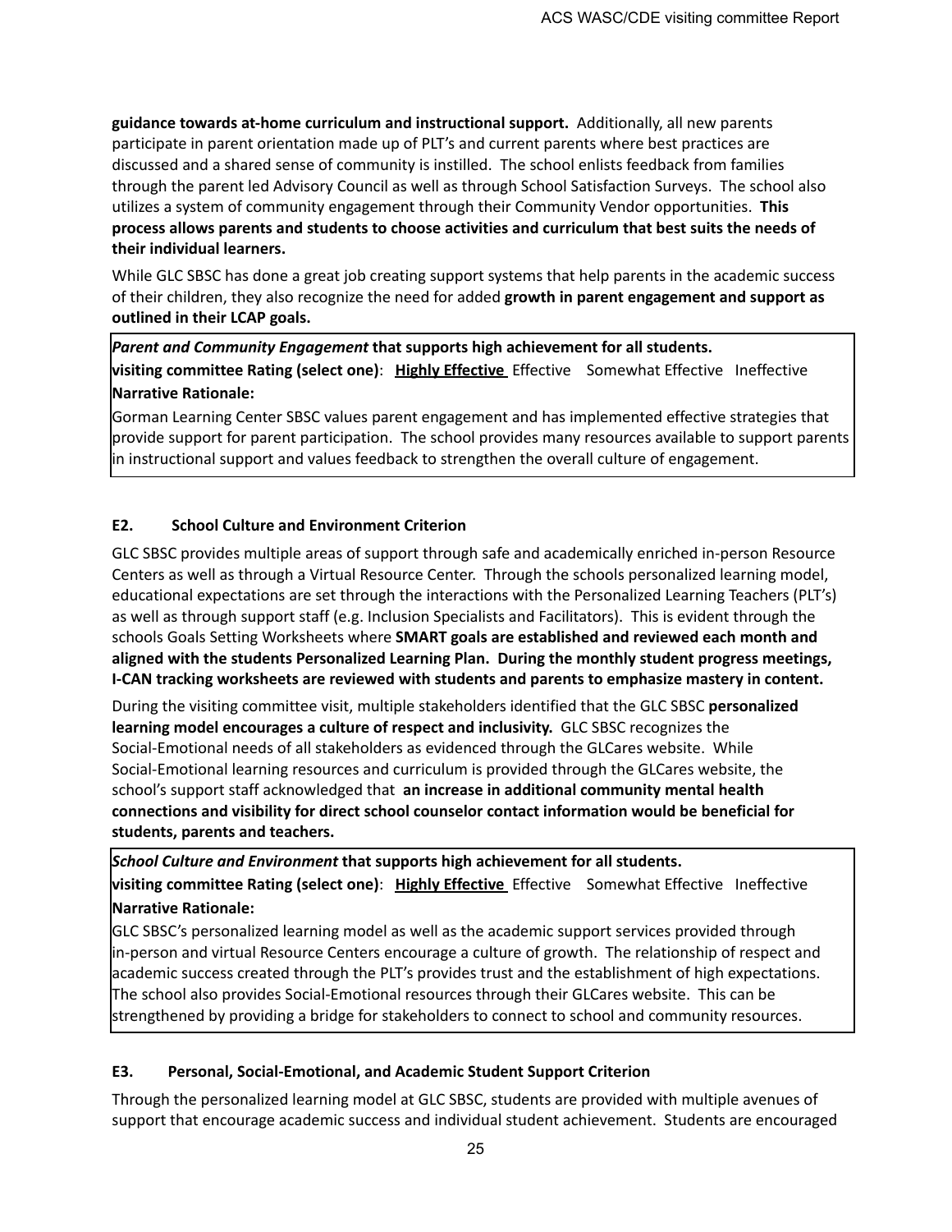**guidance towards at-home curriculum and instructional support.** Additionally, all new parents participate in parent orientation made up of PLT's and current parents where best practices are discussed and a shared sense of community is instilled. The school enlists feedback from families through the parent led Advisory Council as well as through School Satisfaction Surveys. The school also utilizes a system of community engagement through their Community Vendor opportunities. **This process allows parents and students to choose activities and curriculum that best suits the needs of their individual learners.**

While GLC SBSC has done a great job creating support systems that help parents in the academic success of their children, they also recognize the need for added **growth in parent engagement and support as outlined in their LCAP goals.**

***Parent and Community Engagement*** **that supports high achievement for all students.**
**visiting committee Rating (select one)**: **<u>Highly Effective</u>** Effective Somewhat Effective Ineffective
**Narrative Rationale:**
Gorman Learning Center SBSC values parent engagement and has implemented effective strategies that provide support for parent participation. The school provides many resources available to support parents in instructional support and values feedback to strengthen the overall culture of engagement.

### E2. School Culture and Environment Criterion

GLC SBSC provides multiple areas of support through safe and academically enriched in-person Resource Centers as well as through a Virtual Resource Center. Through the schools personalized learning model, educational expectations are set through the interactions with the Personalized Learning Teachers (PLT's) as well as through support staff (e.g. Inclusion Specialists and Facilitators). This is evident through the schools Goals Setting Worksheets where **SMART goals are established and reviewed each month and aligned with the students Personalized Learning Plan. During the monthly student progress meetings, I-CAN tracking worksheets are reviewed with students and parents to emphasize mastery in content.**

During the visiting committee visit, multiple stakeholders identified that the GLC SBSC **personalized learning model encourages a culture of respect and inclusivity.** GLC SBSC recognizes the Social-Emotional needs of all stakeholders as evidenced through the GLCares website. While Social-Emotional learning resources and curriculum is provided through the GLCares website, the school's support staff acknowledged that **an increase in additional community mental health connections and visibility for direct school counselor contact information would be beneficial for students, parents and teachers.**

***School Culture and Environment*** **that supports high achievement for all students.**
**visiting committee Rating (select one)**: **<u>Highly Effective</u>** Effective Somewhat Effective Ineffective
**Narrative Rationale:**
GLC SBSC's personalized learning model as well as the academic support services provided through in-person and virtual Resource Centers encourage a culture of growth. The relationship of respect and academic success created through the PLT's provides trust and the establishment of high expectations. The school also provides Social-Emotional resources through their GLCares website. This can be strengthened by providing a bridge for stakeholders to connect to school and community resources.

### E3. Personal, Social-Emotional, and Academic Student Support Criterion

Through the personalized learning model at GLC SBSC, students are provided with multiple avenues of support that encourage academic success and individual student achievement. Students are encouraged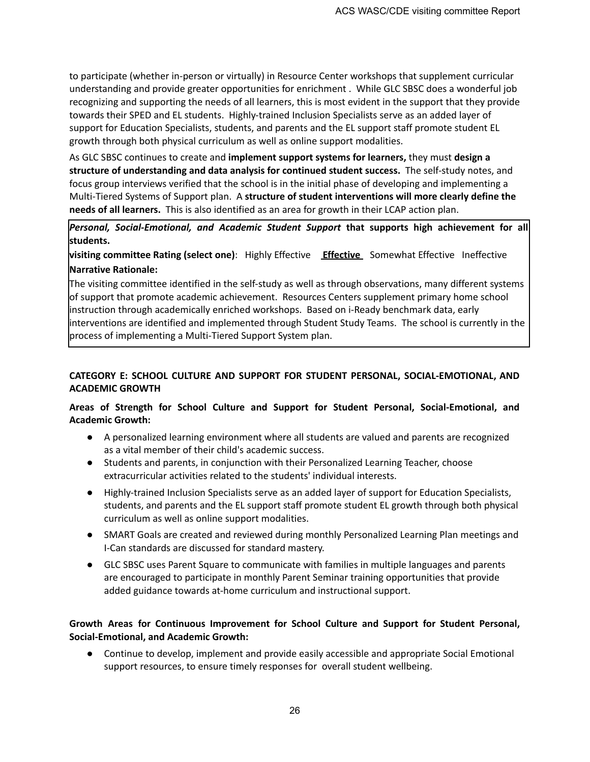to participate (whether in-person or virtually) in Resource Center workshops that supplement curricular understanding and provide greater opportunities for enrichment . While GLC SBSC does a wonderful job recognizing and supporting the needs of all learners, this is most evident in the support that they provide towards their SPED and EL students. Highly-trained Inclusion Specialists serve as an added layer of support for Education Specialists, students, and parents and the EL support staff promote student EL growth through both physical curriculum as well as online support modalities.

As GLC SBSC continues to create and **implement support systems for learners,** they must **design a structure of understanding and data analysis for continued student success.** The self-study notes, and focus group interviews verified that the school is in the initial phase of developing and implementing a Multi-Tiered Systems of Support plan. A **structure of student interventions will more clearly define the needs of all learners.** This is also identified as an area for growth in their LCAP action plan.

***Personal, Social-Emotional, and Academic Student Support*** **that supports high achievement for all students.**

**visiting committee Rating (select one)**: Highly Effective **Effective** Somewhat Effective Ineffective

**Narrative Rationale:**

The visiting committee identified in the self-study as well as through observations, many different systems of support that promote academic achievement. Resources Centers supplement primary home school instruction through academically enriched workshops. Based on i-Ready benchmark data, early interventions are identified and implemented through Student Study Teams. The school is currently in the process of implementing a Multi-Tiered Support System plan.

## CATEGORY E: SCHOOL CULTURE AND SUPPORT FOR STUDENT PERSONAL, SOCIAL-EMOTIONAL, AND ACADEMIC GROWTH

**Areas of Strength for School Culture and Support for Student Personal, Social-Emotional, and Academic Growth:**

- A personalized learning environment where all students are valued and parents are recognized as a vital member of their child's academic success.
- Students and parents, in conjunction with their Personalized Learning Teacher, choose extracurricular activities related to the students' individual interests.
- Highly-trained Inclusion Specialists serve as an added layer of support for Education Specialists, students, and parents and the EL support staff promote student EL growth through both physical curriculum as well as online support modalities.
- SMART Goals are created and reviewed during monthly Personalized Learning Plan meetings and I-Can standards are discussed for standard mastery.
- GLC SBSC uses Parent Square to communicate with families in multiple languages and parents are encouraged to participate in monthly Parent Seminar training opportunities that provide added guidance towards at-home curriculum and instructional support.

**Growth Areas for Continuous Improvement for School Culture and Support for Student Personal, Social-Emotional, and Academic Growth:**

- Continue to develop, implement and provide easily accessible and appropriate Social Emotional support resources, to ensure timely responses for overall student wellbeing.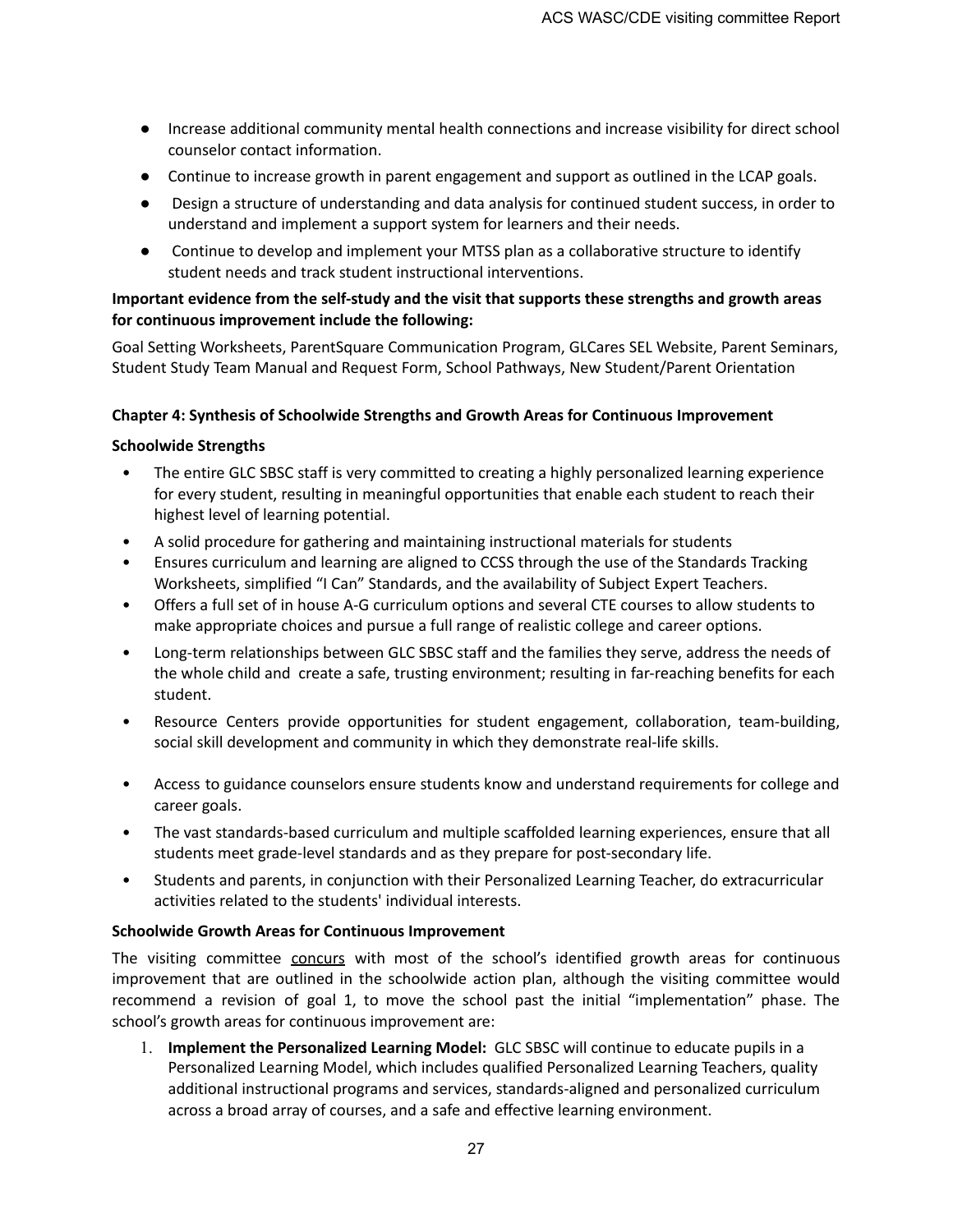- Increase additional community mental health connections and increase visibility for direct school counselor contact information.
- Continue to increase growth in parent engagement and support as outlined in the LCAP goals.
- Design a structure of understanding and data analysis for continued student success, in order to understand and implement a support system for learners and their needs.
- Continue to develop and implement your MTSS plan as a collaborative structure to identify student needs and track student instructional interventions.

**Important evidence from the self-study and the visit that supports these strengths and growth areas for continuous improvement include the following:**

Goal Setting Worksheets, ParentSquare Communication Program, GLCares SEL Website, Parent Seminars, Student Study Team Manual and Request Form, School Pathways, New Student/Parent Orientation

**Chapter 4: Synthesis of Schoolwide Strengths and Growth Areas for Continuous Improvement**

**Schoolwide Strengths**

- The entire GLC SBSC staff is very committed to creating a highly personalized learning experience for every student, resulting in meaningful opportunities that enable each student to reach their highest level of learning potential.
- A solid procedure for gathering and maintaining instructional materials for students
- Ensures curriculum and learning are aligned to CCSS through the use of the Standards Tracking Worksheets, simplified "I Can" Standards, and the availability of Subject Expert Teachers.
- Offers a full set of in house A-G curriculum options and several CTE courses to allow students to make appropriate choices and pursue a full range of realistic college and career options.
- Long-term relationships between GLC SBSC staff and the families they serve, address the needs of the whole child and create a safe, trusting environment; resulting in far-reaching benefits for each student.
- Resource Centers provide opportunities for student engagement, collaboration, team-building, social skill development and community in which they demonstrate real-life skills.
- Access to guidance counselors ensure students know and understand requirements for college and career goals.
- The vast standards-based curriculum and multiple scaffolded learning experiences, ensure that all students meet grade-level standards and as they prepare for post-secondary life.
- Students and parents, in conjunction with their Personalized Learning Teacher, do extracurricular activities related to the students' individual interests.

**Schoolwide Growth Areas for Continuous Improvement**

The visiting committee <u>concurs</u> with most of the school's identified growth areas for continuous improvement that are outlined in the schoolwide action plan, although the visiting committee would recommend a revision of goal 1, to move the school past the initial "implementation" phase. The school's growth areas for continuous improvement are:

1. **Implement the Personalized Learning Model:** GLC SBSC will continue to educate pupils in a Personalized Learning Model, which includes qualified Personalized Learning Teachers, quality additional instructional programs and services, standards-aligned and personalized curriculum across a broad array of courses, and a safe and effective learning environment.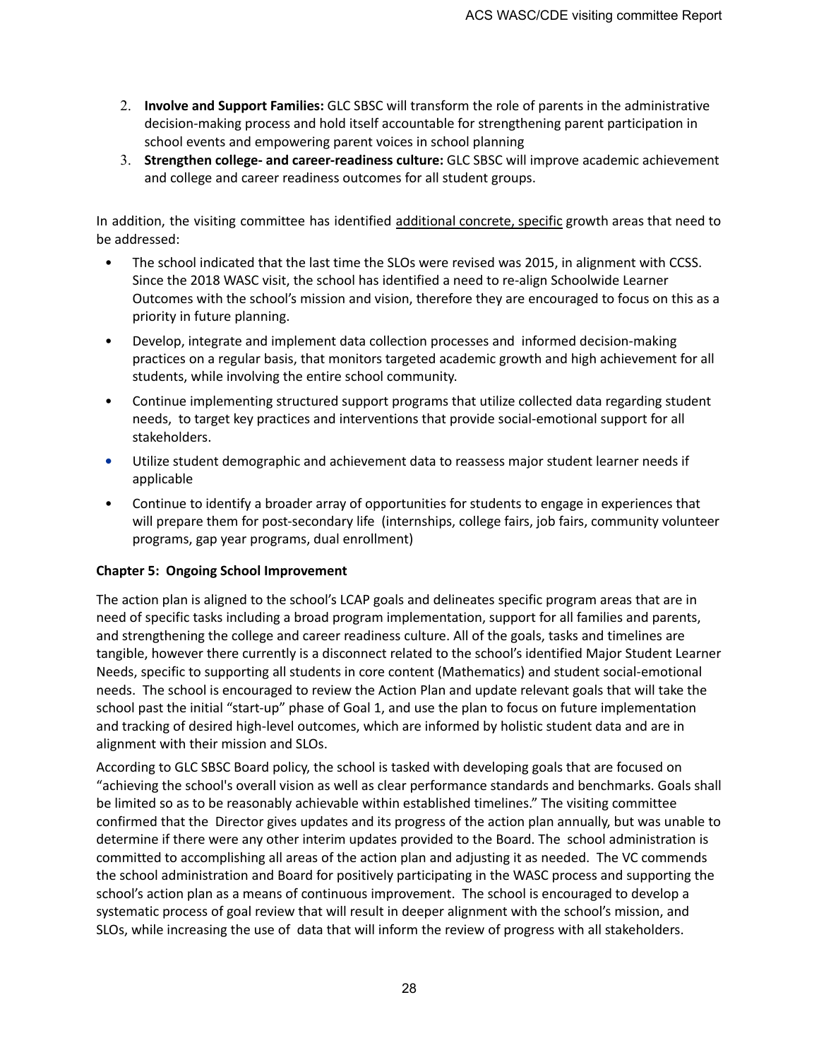2. **Involve and Support Families:** GLC SBSC will transform the role of parents in the administrative decision-making process and hold itself accountable for strengthening parent participation in school events and empowering parent voices in school planning
3. **Strengthen college- and career-readiness culture:** GLC SBSC will improve academic achievement and college and career readiness outcomes for all student groups.

In addition, the visiting committee has identified additional concrete, specific growth areas that need to be addressed:

- The school indicated that the last time the SLOs were revised was 2015, in alignment with CCSS. Since the 2018 WASC visit, the school has identified a need to re-align Schoolwide Learner Outcomes with the school's mission and vision, therefore they are encouraged to focus on this as a priority in future planning.
- Develop, integrate and implement data collection processes and informed decision-making practices on a regular basis, that monitors targeted academic growth and high achievement for all students, while involving the entire school community.
- Continue implementing structured support programs that utilize collected data regarding student needs, to target key practices and interventions that provide social-emotional support for all stakeholders.
- Utilize student demographic and achievement data to reassess major student learner needs if applicable
- Continue to identify a broader array of opportunities for students to engage in experiences that will prepare them for post-secondary life (internships, college fairs, job fairs, community volunteer programs, gap year programs, dual enrollment)

**Chapter 5: Ongoing School Improvement**

The action plan is aligned to the school's LCAP goals and delineates specific program areas that are in need of specific tasks including a broad program implementation, support for all families and parents, and strengthening the college and career readiness culture. All of the goals, tasks and timelines are tangible, however there currently is a disconnect related to the school's identified Major Student Learner Needs, specific to supporting all students in core content (Mathematics) and student social-emotional needs. The school is encouraged to review the Action Plan and update relevant goals that will take the school past the initial "start-up" phase of Goal 1, and use the plan to focus on future implementation and tracking of desired high-level outcomes, which are informed by holistic student data and are in alignment with their mission and SLOs.

According to GLC SBSC Board policy, the school is tasked with developing goals that are focused on "achieving the school's overall vision as well as clear performance standards and benchmarks. Goals shall be limited so as to be reasonably achievable within established timelines." The visiting committee confirmed that the Director gives updates and its progress of the action plan annually, but was unable to determine if there were any other interim updates provided to the Board. The school administration is committed to accomplishing all areas of the action plan and adjusting it as needed. The VC commends the school administration and Board for positively participating in the WASC process and supporting the school's action plan as a means of continuous improvement. The school is encouraged to develop a systematic process of goal review that will result in deeper alignment with the school's mission, and SLOs, while increasing the use of data that will inform the review of progress with all stakeholders.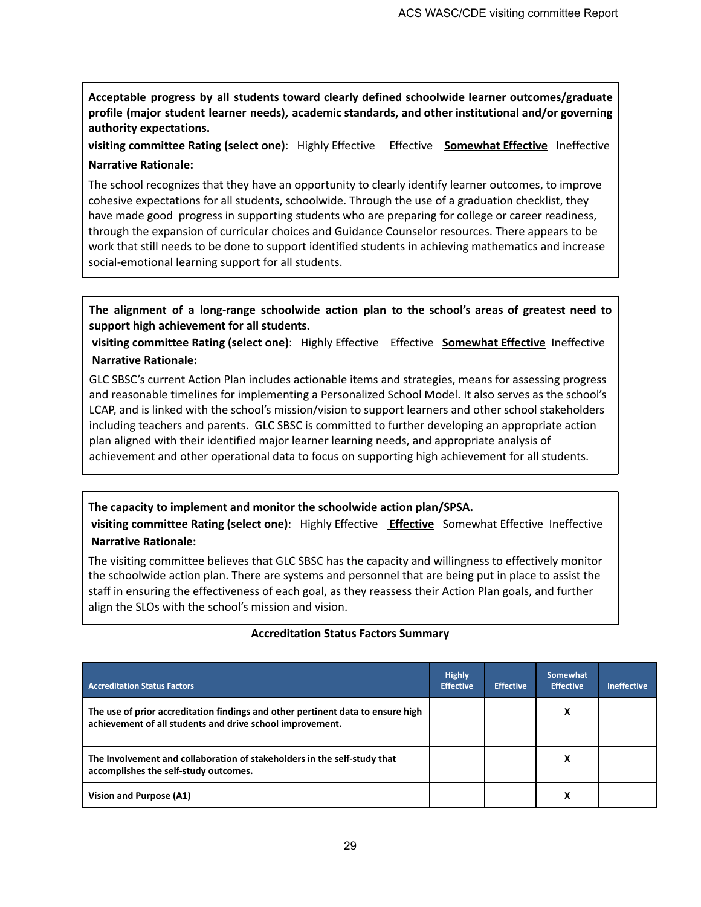**Acceptable progress by all students toward clearly defined schoolwide learner outcomes/graduate profile (major student learner needs), academic standards, and other institutional and/or governing authority expectations.**

**visiting committee Rating (select one)**: Highly Effective Effective **Somewhat Effective** Ineffective

**Narrative Rationale:**

The school recognizes that they have an opportunity to clearly identify learner outcomes, to improve cohesive expectations for all students, schoolwide. Through the use of a graduation checklist, they have made good progress in supporting students who are preparing for college or career readiness, through the expansion of curricular choices and Guidance Counselor resources. There appears to be work that still needs to be done to support identified students in achieving mathematics and increase social-emotional learning support for all students.

**The alignment of a long-range schoolwide action plan to the school's areas of greatest need to support high achievement for all students.**

**visiting committee Rating (select one)**: Highly Effective Effective **Somewhat Effective** Ineffective

**Narrative Rationale:**

GLC SBSC's current Action Plan includes actionable items and strategies, means for assessing progress and reasonable timelines for implementing a Personalized School Model. It also serves as the school's LCAP, and is linked with the school's mission/vision to support learners and other school stakeholders including teachers and parents. GLC SBSC is committed to further developing an appropriate action plan aligned with their identified major learner learning needs, and appropriate analysis of achievement and other operational data to focus on supporting high achievement for all students.

**The capacity to implement and monitor the schoolwide action plan/SPSA.**

**visiting committee Rating (select one)**: Highly Effective **Effective** Somewhat Effective Ineffective

**Narrative Rationale:**

The visiting committee believes that GLC SBSC has the capacity and willingness to effectively monitor the schoolwide action plan. There are systems and personnel that are being put in place to assist the staff in ensuring the effectiveness of each goal, as they reassess their Action Plan goals, and further align the SLOs with the school's mission and vision.

**Accreditation Status Factors Summary**

| Accreditation Status Factors | Highly Effective | Effective | Somewhat Effective | Ineffective |
|---|---|---|---|---|
| **The use of prior accreditation findings and other pertinent data to ensure high achievement of all students and drive school improvement.** | | | X | |
| **The Involvement and collaboration of stakeholders in the self-study that accomplishes the self-study outcomes.** | | | X | |
| **Vision and Purpose (A1)** | | | X | |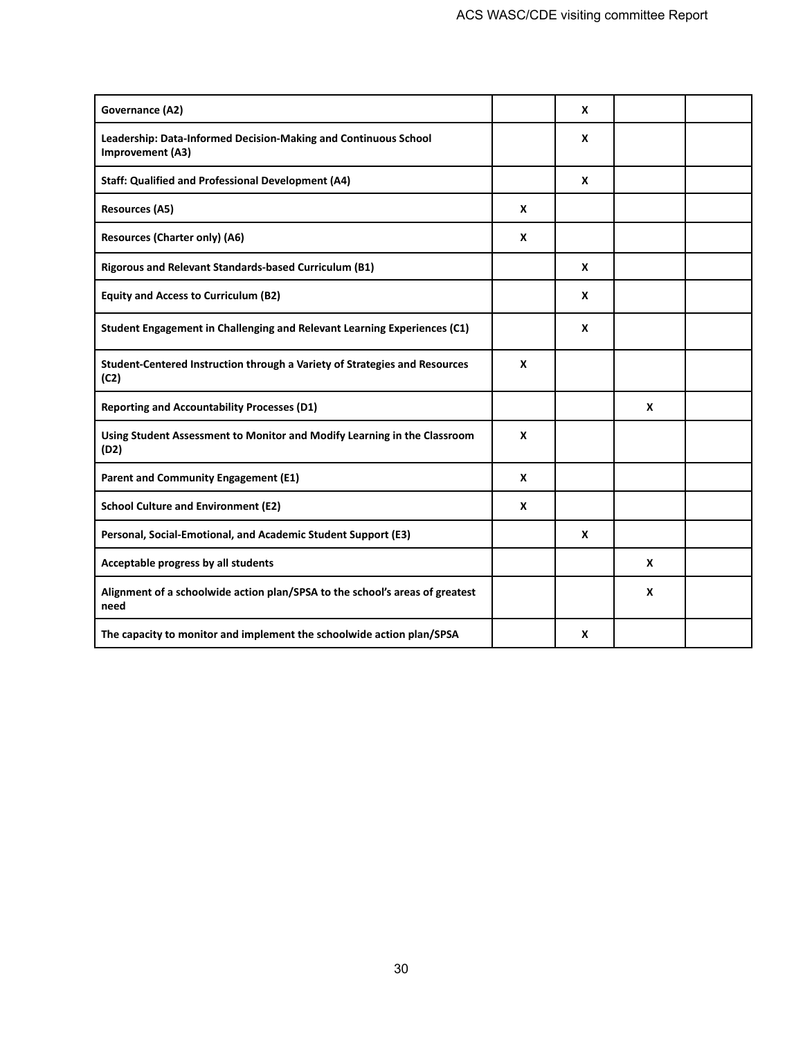| | | | | |
|---|---|---|---|---|
| **Governance (A2)** | | **X** | | |
| **Leadership: Data-Informed Decision-Making and Continuous School Improvement (A3)** | | **X** | | |
| **Staff: Qualified and Professional Development (A4)** | | **X** | | |
| **Resources (A5)** | **X** | | | |
| **Resources (Charter only) (A6)** | **X** | | | |
| **Rigorous and Relevant Standards-based Curriculum (B1)** | | **X** | | |
| **Equity and Access to Curriculum (B2)** | | **X** | | |
| **Student Engagement in Challenging and Relevant Learning Experiences (C1)** | | **X** | | |
| **Student-Centered Instruction through a Variety of Strategies and Resources (C2)** | **X** | | | |
| **Reporting and Accountability Processes (D1)** | | | **X** | |
| **Using Student Assessment to Monitor and Modify Learning in the Classroom (D2)** | **X** | | | |
| **Parent and Community Engagement (E1)** | **X** | | | |
| **School Culture and Environment (E2)** | **X** | | | |
| **Personal, Social-Emotional, and Academic Student Support (E3)** | | **X** | | |
| **Acceptable progress by all students** | | | **X** | |
| **Alignment of a schoolwide action plan/SPSA to the school's areas of greatest need** | | | **X** | |
| **The capacity to monitor and implement the schoolwide action plan/SPSA** | | **X** | | |